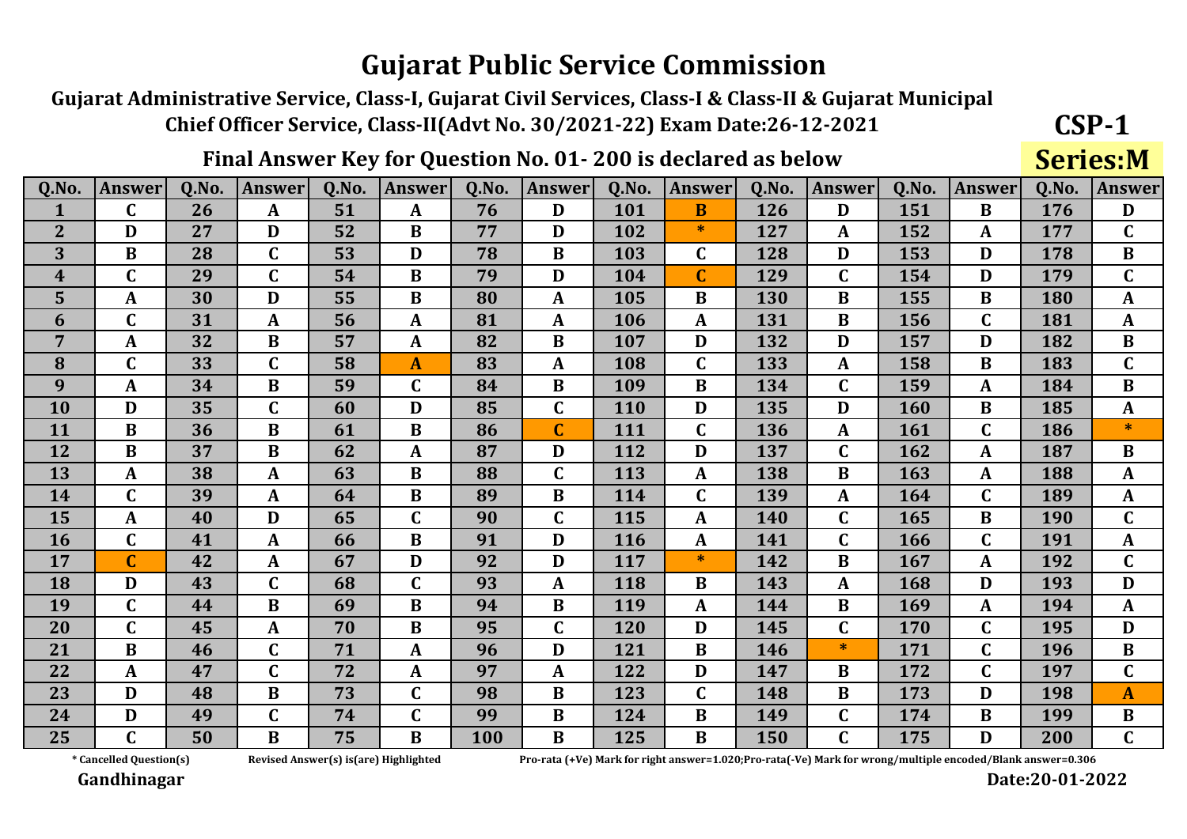# Gujarat Public Service Commission

## Gujarat Administrative Service, Class-I, Gujarat Civil Services, Class-I & Class-II & Gujarat Municipal Chief Officer Service, Class-II(Advt No. 30/2021-22) Exam Date:26-12-2021

**CSP-1**

### Final Answer Key for Question No. 01- 200 is declared as below

**Series:M**

| Q.No. | Answer | Q.No. | Answer | Q.No. | Answer | Q.No. | Answer | Q.No. | Answer | Q.No. | Answer | Q.No. | Answer | Q.No. | Answer |
|---|---|---|---|---|---|---|---|---|---|---|---|---|---|---|---|
| 1 | C | 26 | A | 51 | A | 76 | D | 101 | B | 126 | D | 151 | B | 176 | D |
| 2 | D | 27 | D | 52 | B | 77 | D | 102 | * | 127 | A | 152 | A | 177 | C |
| 3 | B | 28 | C | 53 | D | 78 | B | 103 | C | 128 | D | 153 | D | 178 | B |
| 4 | C | 29 | C | 54 | B | 79 | D | 104 | C | 129 | C | 154 | D | 179 | C |
| 5 | A | 30 | D | 55 | B | 80 | A | 105 | B | 130 | B | 155 | B | 180 | A |
| 6 | C | 31 | A | 56 | A | 81 | A | 106 | A | 131 | B | 156 | C | 181 | A |
| 7 | A | 32 | B | 57 | A | 82 | B | 107 | D | 132 | D | 157 | D | 182 | B |
| 8 | C | 33 | C | 58 | A | 83 | A | 108 | C | 133 | A | 158 | B | 183 | C |
| 9 | A | 34 | B | 59 | C | 84 | B | 109 | B | 134 | C | 159 | A | 184 | B |
| 10 | D | 35 | C | 60 | D | 85 | C | 110 | D | 135 | D | 160 | B | 185 | A |
| 11 | B | 36 | B | 61 | B | 86 | C | 111 | C | 136 | A | 161 | C | 186 | * |
| 12 | B | 37 | B | 62 | A | 87 | D | 112 | D | 137 | C | 162 | A | 187 | B |
| 13 | A | 38 | A | 63 | B | 88 | C | 113 | A | 138 | B | 163 | A | 188 | A |
| 14 | C | 39 | A | 64 | B | 89 | B | 114 | C | 139 | A | 164 | C | 189 | A |
| 15 | A | 40 | D | 65 | C | 90 | C | 115 | A | 140 | C | 165 | B | 190 | C |
| 16 | C | 41 | A | 66 | B | 91 | D | 116 | A | 141 | C | 166 | C | 191 | A |
| 17 | C | 42 | A | 67 | D | 92 | D | 117 | * | 142 | B | 167 | A | 192 | C |
| 18 | D | 43 | C | 68 | C | 93 | A | 118 | B | 143 | A | 168 | D | 193 | D |
| 19 | C | 44 | B | 69 | B | 94 | B | 119 | A | 144 | B | 169 | A | 194 | A |
| 20 | C | 45 | A | 70 | B | 95 | C | 120 | D | 145 | C | 170 | C | 195 | D |
| 21 | B | 46 | C | 71 | A | 96 | D | 121 | B | 146 | * | 171 | C | 196 | B |
| 22 | A | 47 | C | 72 | A | 97 | A | 122 | D | 147 | B | 172 | C | 197 | C |
| 23 | D | 48 | B | 73 | C | 98 | B | 123 | C | 148 | B | 173 | D | 198 | A |
| 24 | D | 49 | C | 74 | C | 99 | B | 124 | B | 149 | C | 174 | B | 199 | B |
| 25 | C | 50 | B | 75 | B | 100 | B | 125 | B | 150 | C | 175 | D | 200 | C |

\* Cancelled Question(s)    Revised Answer(s) is(are) Highlighted    Pro-rata (+Ve) Mark for right answer=1.020;Pro-rata(-Ve) Mark for wrong/multiple encoded/Blank answer=0.306

Gandhinagar    Date:20-01-2022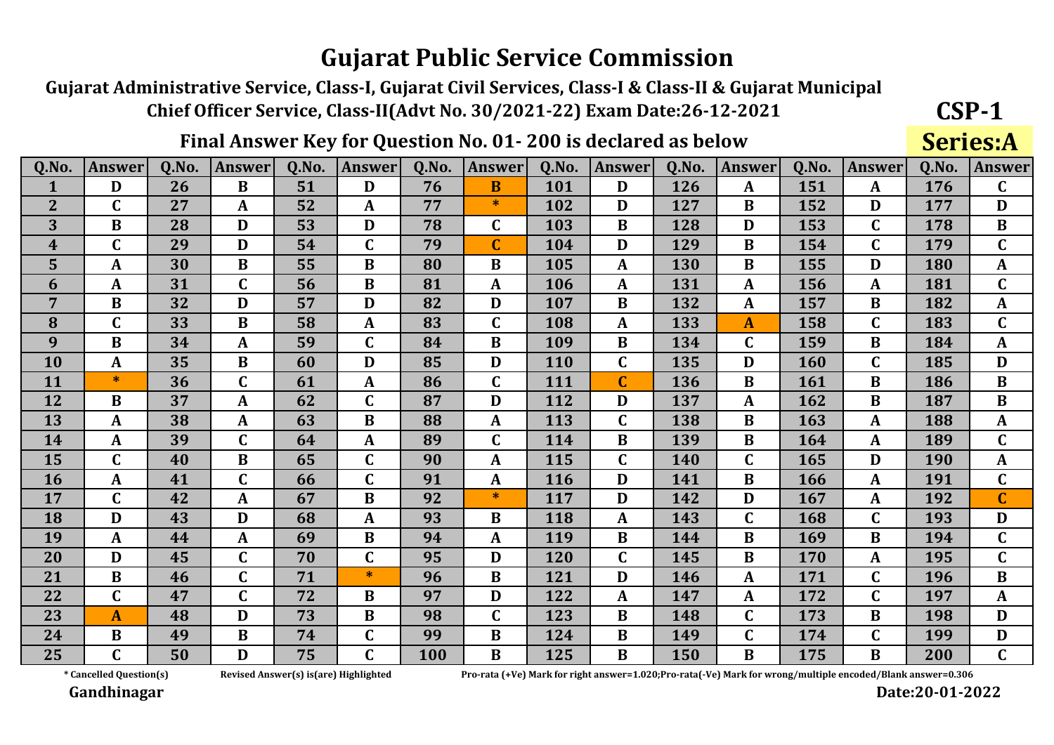# Gujarat Public Service Commission

## Gujarat Administrative Service, Class-I, Gujarat Civil Services, Class-I & Class-II & Gujarat Municipal Chief Officer Service, Class-II(Advt No. 30/2021-22) Exam Date:26-12-2021

**CSP-1**

### Final Answer Key for Question No. 01- 200 is declared as below

**Series:A**

| Q.No. | Answer | Q.No. | Answer | Q.No. | Answer | Q.No. | Answer | Q.No. | Answer | Q.No. | Answer | Q.No. | Answer | Q.No. | Answer |
|---|---|---|---|---|---|---|---|---|---|---|---|---|---|---|---|
| 1 | D | 26 | B | 51 | D | 76 | B | 101 | D | 126 | A | 151 | A | 176 | C |
| 2 | C | 27 | A | 52 | A | 77 | * | 102 | D | 127 | B | 152 | D | 177 | D |
| 3 | B | 28 | D | 53 | D | 78 | C | 103 | B | 128 | D | 153 | C | 178 | B |
| 4 | C | 29 | D | 54 | C | 79 | C | 104 | D | 129 | B | 154 | C | 179 | C |
| 5 | A | 30 | B | 55 | B | 80 | B | 105 | A | 130 | B | 155 | D | 180 | A |
| 6 | A | 31 | C | 56 | B | 81 | A | 106 | A | 131 | A | 156 | A | 181 | C |
| 7 | B | 32 | D | 57 | D | 82 | D | 107 | B | 132 | A | 157 | B | 182 | A |
| 8 | C | 33 | B | 58 | A | 83 | C | 108 | A | 133 | A | 158 | C | 183 | C |
| 9 | B | 34 | A | 59 | C | 84 | B | 109 | B | 134 | C | 159 | B | 184 | A |
| 10 | A | 35 | B | 60 | D | 85 | D | 110 | C | 135 | D | 160 | C | 185 | D |
| 11 | * | 36 | C | 61 | A | 86 | C | 111 | C | 136 | B | 161 | B | 186 | B |
| 12 | B | 37 | A | 62 | C | 87 | D | 112 | D | 137 | A | 162 | B | 187 | B |
| 13 | A | 38 | A | 63 | B | 88 | A | 113 | C | 138 | B | 163 | A | 188 | A |
| 14 | A | 39 | C | 64 | A | 89 | C | 114 | B | 139 | B | 164 | A | 189 | C |
| 15 | C | 40 | B | 65 | C | 90 | A | 115 | C | 140 | C | 165 | D | 190 | A |
| 16 | A | 41 | C | 66 | C | 91 | A | 116 | D | 141 | B | 166 | A | 191 | C |
| 17 | C | 42 | A | 67 | B | 92 | * | 117 | D | 142 | D | 167 | A | 192 | C |
| 18 | D | 43 | D | 68 | A | 93 | B | 118 | A | 143 | C | 168 | C | 193 | D |
| 19 | A | 44 | A | 69 | B | 94 | A | 119 | B | 144 | B | 169 | B | 194 | C |
| 20 | D | 45 | C | 70 | C | 95 | D | 120 | C | 145 | B | 170 | A | 195 | C |
| 21 | B | 46 | C | 71 | * | 96 | B | 121 | D | 146 | A | 171 | C | 196 | B |
| 22 | C | 47 | C | 72 | B | 97 | D | 122 | A | 147 | A | 172 | C | 197 | A |
| 23 | A | 48 | D | 73 | B | 98 | C | 123 | B | 148 | C | 173 | B | 198 | D |
| 24 | B | 49 | B | 74 | C | 99 | B | 124 | B | 149 | C | 174 | C | 199 | D |
| 25 | C | 50 | D | 75 | C | 100 | B | 125 | B | 150 | B | 175 | B | 200 | C |

\* Cancelled Question(s)    Revised Answer(s) is(are) Highlighted    Pro-rata (+Ve) Mark for right answer=1.020;Pro-rata(-Ve) Mark for wrong/multiple encoded/Blank answer=0.306

Gandhinagar

Date:20-01-2022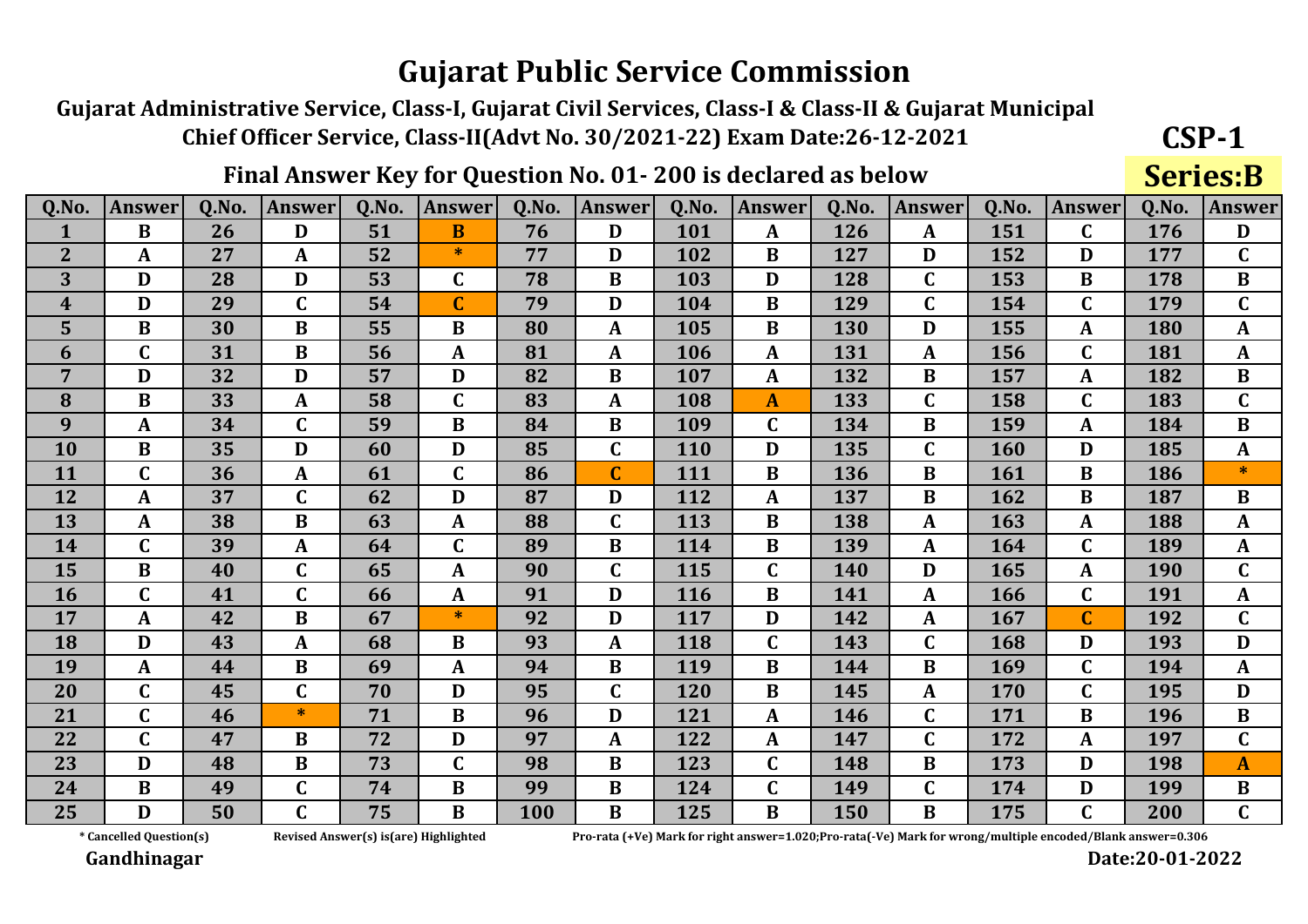# Gujarat Public Service Commission

## Gujarat Administrative Service, Class-I, Gujarat Civil Services, Class-I & Class-II & Gujarat Municipal Chief Officer Service, Class-II(Advt No. 30/2021-22) Exam Date:26-12-2021

**CSP-1**

### Final Answer Key for Question No. 01- 200 is declared as below

**Series:B**

| Q.No. | Answer | Q.No. | Answer | Q.No. | Answer | Q.No. | Answer | Q.No. | Answer | Q.No. | Answer | Q.No. | Answer | Q.No. | Answer |
|---|---|---|---|---|---|---|---|---|---|---|---|---|---|---|---|
| 1 | B | 26 | D | 51 | B | 76 | D | 101 | A | 126 | A | 151 | C | 176 | D |
| 2 | A | 27 | A | 52 | * | 77 | D | 102 | B | 127 | D | 152 | D | 177 | C |
| 3 | D | 28 | D | 53 | C | 78 | B | 103 | D | 128 | C | 153 | B | 178 | B |
| 4 | D | 29 | C | 54 | C | 79 | D | 104 | B | 129 | C | 154 | C | 179 | C |
| 5 | B | 30 | B | 55 | B | 80 | A | 105 | B | 130 | D | 155 | A | 180 | A |
| 6 | C | 31 | B | 56 | A | 81 | A | 106 | A | 131 | A | 156 | C | 181 | A |
| 7 | D | 32 | D | 57 | D | 82 | B | 107 | A | 132 | B | 157 | A | 182 | B |
| 8 | B | 33 | A | 58 | C | 83 | A | 108 | A | 133 | C | 158 | C | 183 | C |
| 9 | A | 34 | C | 59 | B | 84 | B | 109 | C | 134 | B | 159 | A | 184 | B |
| 10 | B | 35 | D | 60 | D | 85 | C | 110 | D | 135 | C | 160 | D | 185 | A |
| 11 | C | 36 | A | 61 | C | 86 | C | 111 | B | 136 | B | 161 | B | 186 | * |
| 12 | A | 37 | C | 62 | D | 87 | D | 112 | A | 137 | B | 162 | B | 187 | B |
| 13 | A | 38 | B | 63 | A | 88 | C | 113 | B | 138 | A | 163 | A | 188 | A |
| 14 | C | 39 | A | 64 | C | 89 | B | 114 | B | 139 | A | 164 | C | 189 | A |
| 15 | B | 40 | C | 65 | A | 90 | C | 115 | C | 140 | D | 165 | A | 190 | C |
| 16 | C | 41 | C | 66 | A | 91 | D | 116 | B | 141 | A | 166 | C | 191 | A |
| 17 | A | 42 | B | 67 | * | 92 | D | 117 | D | 142 | A | 167 | C | 192 | C |
| 18 | D | 43 | A | 68 | B | 93 | A | 118 | C | 143 | C | 168 | D | 193 | D |
| 19 | A | 44 | B | 69 | A | 94 | B | 119 | B | 144 | B | 169 | C | 194 | A |
| 20 | C | 45 | C | 70 | D | 95 | C | 120 | B | 145 | A | 170 | C | 195 | D |
| 21 | C | 46 | * | 71 | B | 96 | D | 121 | A | 146 | C | 171 | B | 196 | B |
| 22 | C | 47 | B | 72 | D | 97 | A | 122 | A | 147 | C | 172 | A | 197 | C |
| 23 | D | 48 | B | 73 | C | 98 | B | 123 | C | 148 | B | 173 | D | 198 | A |
| 24 | B | 49 | C | 74 | B | 99 | B | 124 | C | 149 | C | 174 | D | 199 | B |
| 25 | D | 50 | C | 75 | B | 100 | B | 125 | B | 150 | B | 175 | C | 200 | C |

\* Cancelled Question(s) &nbsp;&nbsp;&nbsp; Revised Answer(s) is(are) Highlighted &nbsp;&nbsp;&nbsp; Pro-rata (+Ve) Mark for right answer=1.020;Pro-rata(-Ve) Mark for wrong/multiple encoded/Blank answer=0.306

Gandhinagar

Date:20-01-2022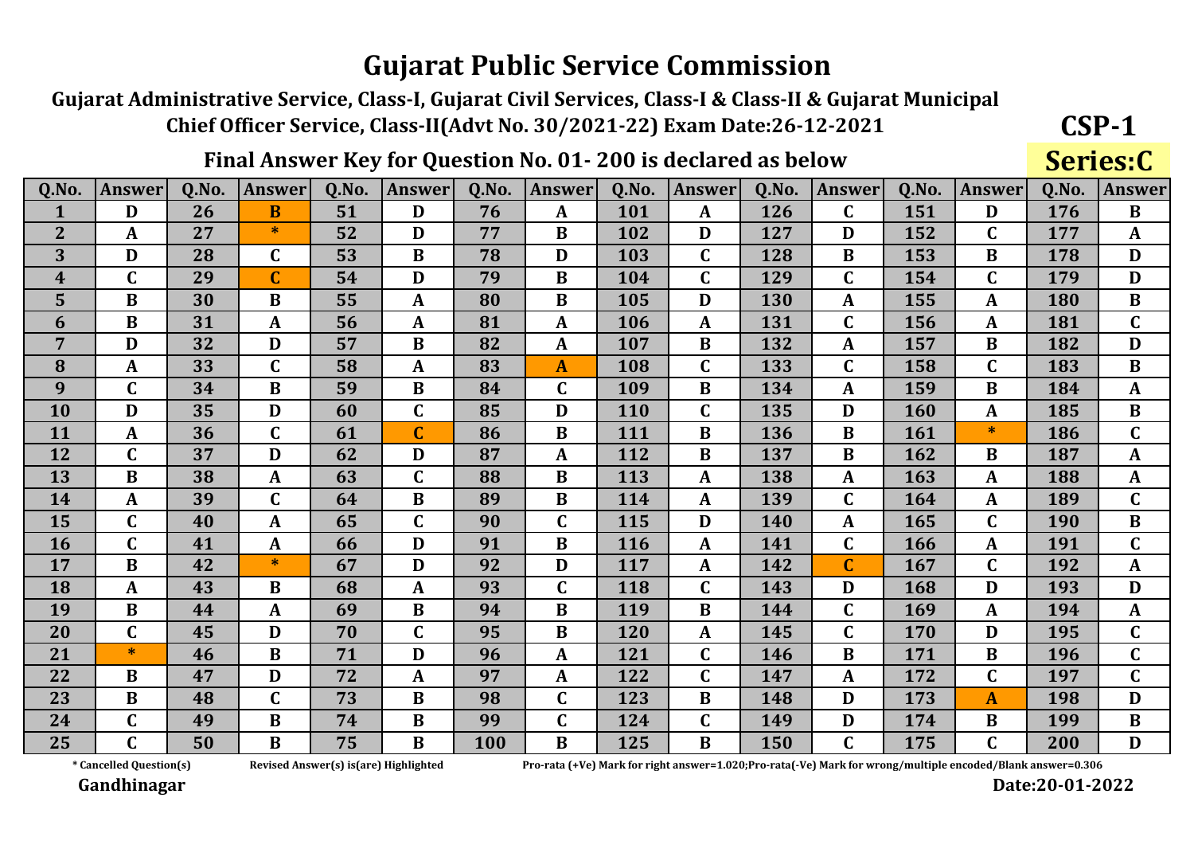# Gujarat Public Service Commission

**Gujarat Administrative Service, Class-I, Gujarat Civil Services, Class-I & Class-II & Gujarat Municipal Chief Officer Service, Class-II(Advt No. 30/2021-22) Exam Date:26-12-2021**

**CSP-1**

**Final Answer Key for Question No. 01- 200 is declared as below**

**Series:C**

| Q.No. | Answer | Q.No. | Answer | Q.No. | Answer | Q.No. | Answer | Q.No. | Answer | Q.No. | Answer | Q.No. | Answer | Q.No. | Answer |
|---|---|---|---|---|---|---|---|---|---|---|---|---|---|---|---|
| 1 | D | 26 | B | 51 | D | 76 | A | 101 | A | 126 | C | 151 | D | 176 | B |
| 2 | A | 27 | * | 52 | D | 77 | B | 102 | D | 127 | D | 152 | C | 177 | A |
| 3 | D | 28 | C | 53 | B | 78 | D | 103 | C | 128 | B | 153 | B | 178 | D |
| 4 | C | 29 | C | 54 | D | 79 | B | 104 | C | 129 | C | 154 | C | 179 | D |
| 5 | B | 30 | B | 55 | A | 80 | B | 105 | D | 130 | A | 155 | A | 180 | B |
| 6 | B | 31 | A | 56 | A | 81 | A | 106 | A | 131 | C | 156 | A | 181 | C |
| 7 | D | 32 | D | 57 | B | 82 | A | 107 | B | 132 | A | 157 | B | 182 | D |
| 8 | A | 33 | C | 58 | A | 83 | A | 108 | C | 133 | C | 158 | C | 183 | B |
| 9 | C | 34 | B | 59 | B | 84 | C | 109 | B | 134 | A | 159 | B | 184 | A |
| 10 | D | 35 | D | 60 | C | 85 | D | 110 | C | 135 | D | 160 | A | 185 | B |
| 11 | A | 36 | C | 61 | C | 86 | B | 111 | B | 136 | B | 161 | * | 186 | C |
| 12 | C | 37 | D | 62 | D | 87 | A | 112 | B | 137 | B | 162 | B | 187 | A |
| 13 | B | 38 | A | 63 | C | 88 | B | 113 | A | 138 | A | 163 | A | 188 | A |
| 14 | A | 39 | C | 64 | B | 89 | B | 114 | A | 139 | C | 164 | A | 189 | C |
| 15 | C | 40 | A | 65 | C | 90 | C | 115 | D | 140 | A | 165 | C | 190 | B |
| 16 | C | 41 | A | 66 | D | 91 | B | 116 | A | 141 | C | 166 | A | 191 | C |
| 17 | B | 42 | * | 67 | D | 92 | D | 117 | A | 142 | C | 167 | C | 192 | A |
| 18 | A | 43 | B | 68 | A | 93 | C | 118 | C | 143 | D | 168 | D | 193 | D |
| 19 | B | 44 | A | 69 | B | 94 | B | 119 | B | 144 | C | 169 | A | 194 | A |
| 20 | C | 45 | D | 70 | C | 95 | B | 120 | A | 145 | C | 170 | D | 195 | C |
| 21 | * | 46 | B | 71 | D | 96 | A | 121 | C | 146 | B | 171 | B | 196 | C |
| 22 | B | 47 | D | 72 | A | 97 | A | 122 | C | 147 | A | 172 | C | 197 | C |
| 23 | B | 48 | C | 73 | B | 98 | C | 123 | B | 148 | D | 173 | A | 198 | D |
| 24 | C | 49 | B | 74 | B | 99 | C | 124 | C | 149 | D | 174 | B | 199 | B |
| 25 | C | 50 | B | 75 | B | 100 | B | 125 | B | 150 | C | 175 | C | 200 | D |

\* Cancelled Question(s) &nbsp;&nbsp; Revised Answer(s) is(are) Highlighted &nbsp;&nbsp; Pro-rata (+Ve) Mark for right answer=1.020;Pro-rata(-Ve) Mark for wrong/multiple encoded/Blank answer=0.306

**Gandhinagar**

**Date:20-01-2022**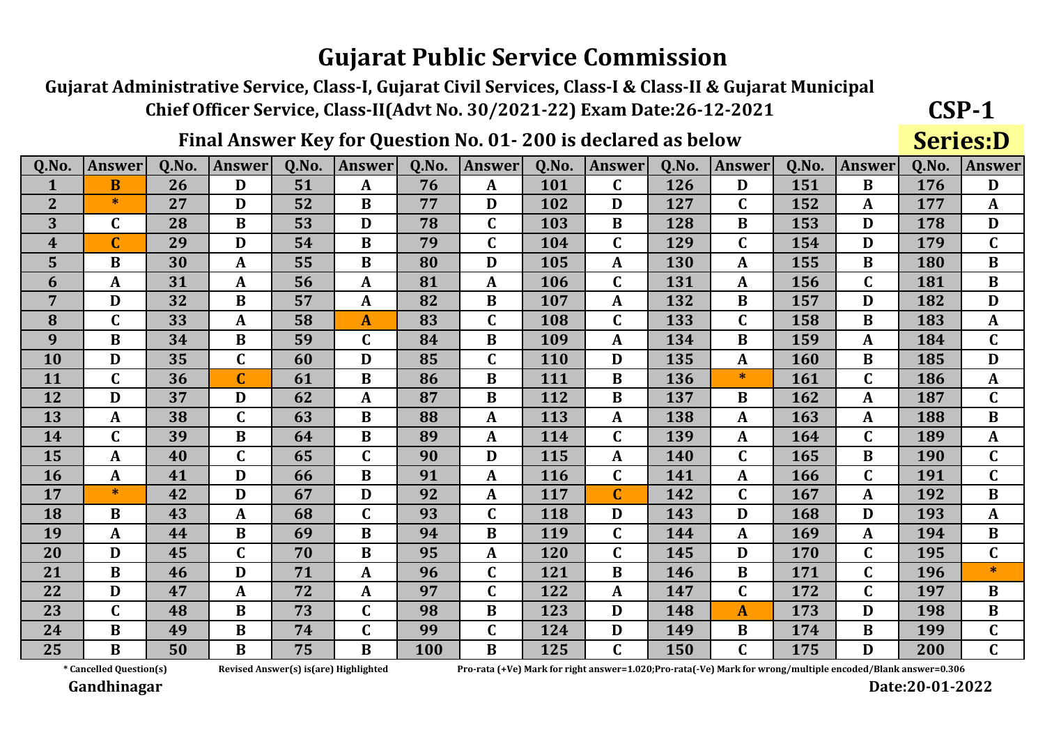# Gujarat Public Service Commission

## Gujarat Administrative Service, Class-I, Gujarat Civil Services, Class-I & Class-II & Gujarat Municipal Chief Officer Service, Class-II(Advt No. 30/2021-22) Exam Date:26-12-2021

**CSP-1**

### Final Answer Key for Question No. 01- 200 is declared as below

**Series:D**

| Q.No. | Answer | Q.No. | Answer | Q.No. | Answer | Q.No. | Answer | Q.No. | Answer | Q.No. | Answer | Q.No. | Answer | Q.No. | Answer |
|---|---|---|---|---|---|---|---|---|---|---|---|---|---|---|---|
| 1 | B | 26 | D | 51 | A | 76 | A | 101 | C | 126 | D | 151 | B | 176 | D |
| 2 | * | 27 | D | 52 | B | 77 | D | 102 | D | 127 | C | 152 | A | 177 | A |
| 3 | C | 28 | B | 53 | D | 78 | C | 103 | B | 128 | B | 153 | D | 178 | D |
| 4 | C | 29 | D | 54 | B | 79 | C | 104 | C | 129 | C | 154 | D | 179 | C |
| 5 | B | 30 | A | 55 | B | 80 | D | 105 | A | 130 | A | 155 | B | 180 | B |
| 6 | A | 31 | A | 56 | A | 81 | A | 106 | C | 131 | A | 156 | C | 181 | B |
| 7 | D | 32 | B | 57 | A | 82 | B | 107 | A | 132 | B | 157 | D | 182 | D |
| 8 | C | 33 | A | 58 | A | 83 | C | 108 | C | 133 | C | 158 | B | 183 | A |
| 9 | B | 34 | B | 59 | C | 84 | B | 109 | A | 134 | B | 159 | A | 184 | C |
| 10 | D | 35 | C | 60 | D | 85 | C | 110 | D | 135 | A | 160 | B | 185 | D |
| 11 | C | 36 | C | 61 | B | 86 | B | 111 | B | 136 | * | 161 | C | 186 | A |
| 12 | D | 37 | D | 62 | A | 87 | B | 112 | B | 137 | B | 162 | A | 187 | C |
| 13 | A | 38 | C | 63 | B | 88 | A | 113 | A | 138 | A | 163 | A | 188 | B |
| 14 | C | 39 | B | 64 | B | 89 | A | 114 | C | 139 | A | 164 | C | 189 | A |
| 15 | A | 40 | C | 65 | C | 90 | D | 115 | A | 140 | C | 165 | B | 190 | C |
| 16 | A | 41 | D | 66 | B | 91 | A | 116 | C | 141 | A | 166 | C | 191 | C |
| 17 | * | 42 | D | 67 | D | 92 | A | 117 | C | 142 | C | 167 | A | 192 | B |
| 18 | B | 43 | A | 68 | C | 93 | C | 118 | D | 143 | D | 168 | D | 193 | A |
| 19 | A | 44 | B | 69 | B | 94 | B | 119 | C | 144 | A | 169 | A | 194 | B |
| 20 | D | 45 | C | 70 | B | 95 | A | 120 | C | 145 | D | 170 | C | 195 | C |
| 21 | B | 46 | D | 71 | A | 96 | C | 121 | B | 146 | B | 171 | C | 196 | * |
| 22 | D | 47 | A | 72 | A | 97 | C | 122 | A | 147 | C | 172 | C | 197 | B |
| 23 | C | 48 | B | 73 | C | 98 | B | 123 | D | 148 | A | 173 | D | 198 | B |
| 24 | B | 49 | B | 74 | C | 99 | C | 124 | D | 149 | B | 174 | B | 199 | C |
| 25 | B | 50 | B | 75 | B | 100 | B | 125 | C | 150 | C | 175 | D | 200 | C |

\* Cancelled Question(s)   Revised Answer(s) is(are) Highlighted   Pro-rata (+Ve) Mark for right answer=1.020;Pro-rata(-Ve) Mark for wrong/multiple encoded/Blank answer=0.306

**Gandhinagar**   **Date:20-01-2022**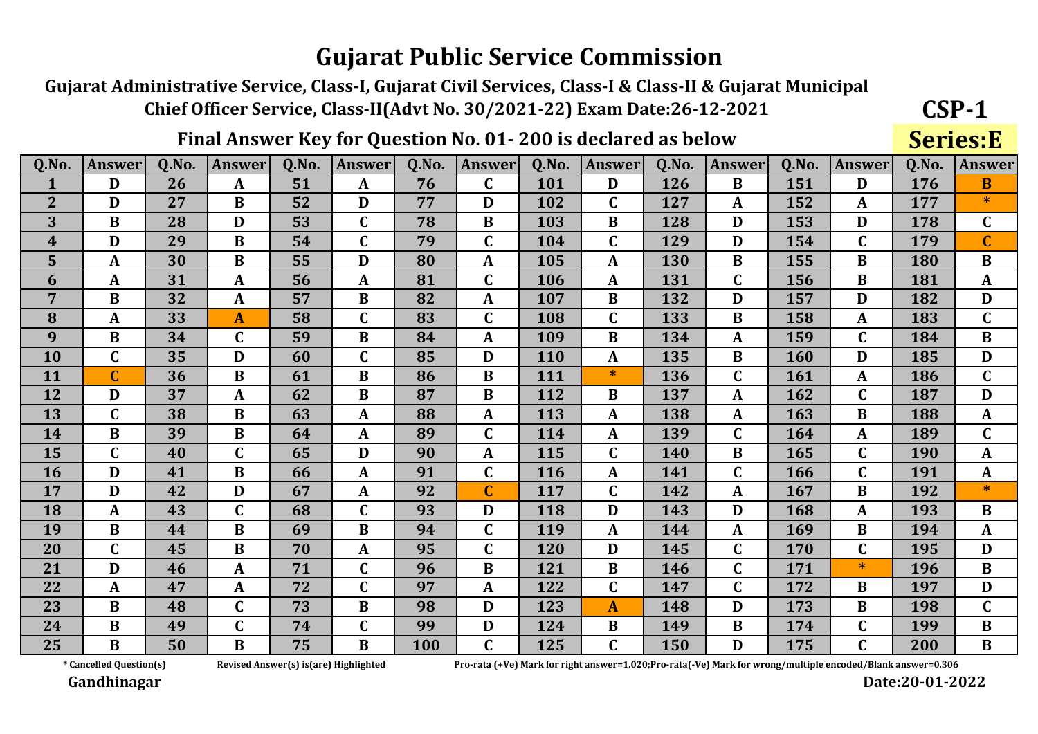# Gujarat Public Service Commission

## Gujarat Administrative Service, Class-I, Gujarat Civil Services, Class-I & Class-II & Gujarat Municipal Chief Officer Service, Class-II(Advt No. 30/2021-22) Exam Date:26-12-2021

**CSP-1**

### Final Answer Key for Question No. 01- 200 is declared as below

**Series:E**

| Q.No. | Answer | Q.No. | Answer | Q.No. | Answer | Q.No. | Answer | Q.No. | Answer | Q.No. | Answer | Q.No. | Answer | Q.No. | Answer |
|---|---|---|---|---|---|---|---|---|---|---|---|---|---|---|---|
| 1 | D | 26 | A | 51 | A | 76 | C | 101 | D | 126 | B | 151 | D | 176 | B |
| 2 | D | 27 | B | 52 | D | 77 | D | 102 | C | 127 | A | 152 | A | 177 | * |
| 3 | B | 28 | D | 53 | C | 78 | B | 103 | B | 128 | D | 153 | D | 178 | C |
| 4 | D | 29 | B | 54 | C | 79 | C | 104 | C | 129 | D | 154 | C | 179 | C |
| 5 | A | 30 | B | 55 | D | 80 | A | 105 | A | 130 | B | 155 | B | 180 | B |
| 6 | A | 31 | A | 56 | A | 81 | C | 106 | A | 131 | C | 156 | B | 181 | A |
| 7 | B | 32 | A | 57 | B | 82 | A | 107 | B | 132 | D | 157 | D | 182 | D |
| 8 | A | 33 | A | 58 | C | 83 | C | 108 | C | 133 | B | 158 | A | 183 | C |
| 9 | B | 34 | C | 59 | B | 84 | A | 109 | B | 134 | A | 159 | C | 184 | B |
| 10 | C | 35 | D | 60 | C | 85 | D | 110 | A | 135 | B | 160 | D | 185 | D |
| 11 | C | 36 | B | 61 | B | 86 | B | 111 | * | 136 | C | 161 | A | 186 | C |
| 12 | D | 37 | A | 62 | B | 87 | B | 112 | B | 137 | A | 162 | C | 187 | D |
| 13 | C | 38 | B | 63 | A | 88 | A | 113 | A | 138 | A | 163 | B | 188 | A |
| 14 | B | 39 | B | 64 | A | 89 | C | 114 | A | 139 | C | 164 | A | 189 | C |
| 15 | C | 40 | C | 65 | D | 90 | A | 115 | C | 140 | B | 165 | C | 190 | A |
| 16 | D | 41 | B | 66 | A | 91 | C | 116 | A | 141 | C | 166 | C | 191 | A |
| 17 | D | 42 | D | 67 | A | 92 | C | 117 | C | 142 | A | 167 | B | 192 | * |
| 18 | A | 43 | C | 68 | C | 93 | D | 118 | D | 143 | D | 168 | A | 193 | B |
| 19 | B | 44 | B | 69 | B | 94 | C | 119 | A | 144 | A | 169 | B | 194 | A |
| 20 | C | 45 | B | 70 | A | 95 | C | 120 | D | 145 | C | 170 | C | 195 | D |
| 21 | D | 46 | A | 71 | C | 96 | B | 121 | B | 146 | C | 171 | * | 196 | B |
| 22 | A | 47 | A | 72 | C | 97 | A | 122 | C | 147 | C | 172 | B | 197 | D |
| 23 | B | 48 | C | 73 | B | 98 | D | 123 | A | 148 | D | 173 | B | 198 | C |
| 24 | B | 49 | C | 74 | C | 99 | D | 124 | B | 149 | B | 174 | C | 199 | B |
| 25 | B | 50 | B | 75 | B | 100 | C | 125 | C | 150 | D | 175 | C | 200 | B |

\* Cancelled Question(s)  Revised Answer(s) is(are) Highlighted  Pro-rata (+Ve) Mark for right answer=1.020;Pro-rata(-Ve) Mark for wrong/multiple encoded/Blank answer=0.306

Gandhinagar  Date:20-01-2022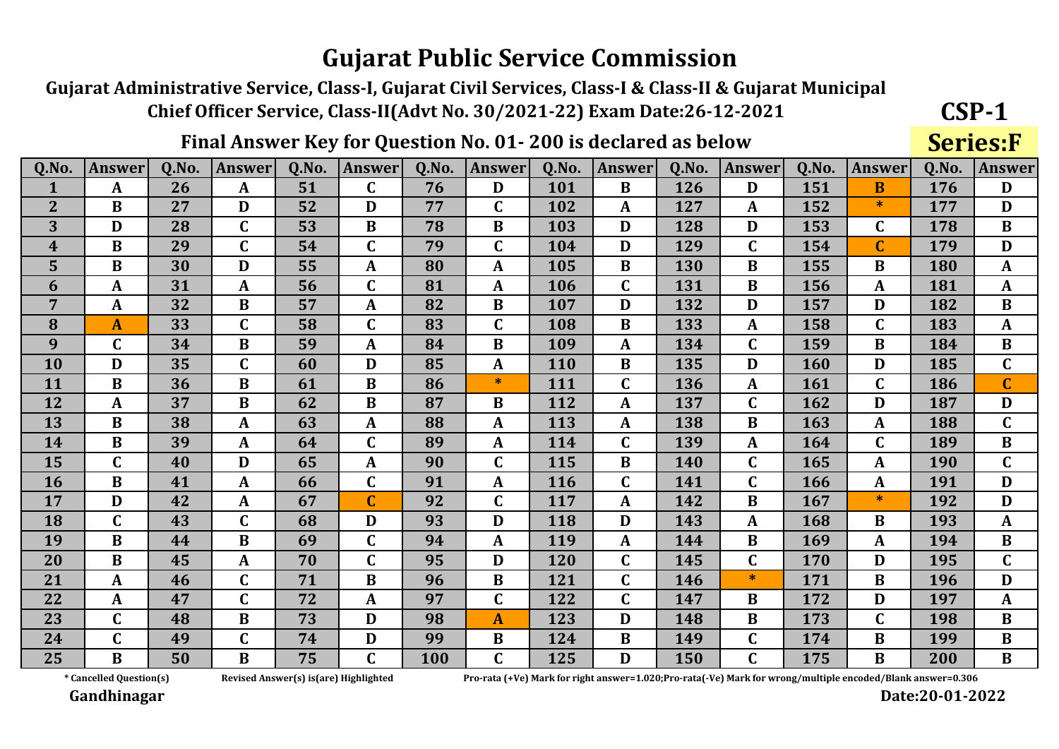# Gujarat Public Service Commission

## Gujarat Administrative Service, Class-I, Gujarat Civil Services, Class-I & Class-II & Gujarat Municipal Chief Officer Service, Class-II(Advt No. 30/2021-22) Exam Date:26-12-2021

**CSP-1**

### Final Answer Key for Question No. 01- 200 is declared as below

**Series:F**

| Q.No. | Answer | Q.No. | Answer | Q.No. | Answer | Q.No. | Answer | Q.No. | Answer | Q.No. | Answer | Q.No. | Answer | Q.No. | Answer |
|---|---|---|---|---|---|---|---|---|---|---|---|---|---|---|---|
| 1 | A | 26 | A | 51 | C | 76 | D | 101 | B | 126 | D | 151 | B | 176 | D |
| 2 | B | 27 | D | 52 | D | 77 | C | 102 | A | 127 | A | 152 | * | 177 | D |
| 3 | D | 28 | C | 53 | B | 78 | B | 103 | D | 128 | D | 153 | C | 178 | B |
| 4 | B | 29 | C | 54 | C | 79 | C | 104 | D | 129 | C | 154 | C | 179 | D |
| 5 | B | 30 | D | 55 | A | 80 | A | 105 | B | 130 | B | 155 | B | 180 | A |
| 6 | A | 31 | A | 56 | C | 81 | A | 106 | C | 131 | B | 156 | A | 181 | A |
| 7 | A | 32 | B | 57 | A | 82 | B | 107 | D | 132 | D | 157 | D | 182 | B |
| 8 | A | 33 | C | 58 | C | 83 | C | 108 | B | 133 | A | 158 | C | 183 | A |
| 9 | C | 34 | B | 59 | A | 84 | B | 109 | A | 134 | C | 159 | B | 184 | B |
| 10 | D | 35 | C | 60 | D | 85 | A | 110 | B | 135 | D | 160 | D | 185 | C |
| 11 | B | 36 | B | 61 | B | 86 | * | 111 | C | 136 | A | 161 | C | 186 | C |
| 12 | A | 37 | B | 62 | B | 87 | B | 112 | A | 137 | C | 162 | D | 187 | D |
| 13 | B | 38 | A | 63 | A | 88 | A | 113 | A | 138 | B | 163 | A | 188 | C |
| 14 | B | 39 | A | 64 | C | 89 | A | 114 | C | 139 | A | 164 | C | 189 | B |
| 15 | C | 40 | D | 65 | A | 90 | C | 115 | B | 140 | C | 165 | A | 190 | C |
| 16 | B | 41 | A | 66 | C | 91 | A | 116 | C | 141 | C | 166 | A | 191 | D |
| 17 | D | 42 | A | 67 | C | 92 | C | 117 | A | 142 | B | 167 | * | 192 | D |
| 18 | C | 43 | C | 68 | D | 93 | D | 118 | D | 143 | A | 168 | B | 193 | A |
| 19 | B | 44 | B | 69 | C | 94 | A | 119 | A | 144 | B | 169 | A | 194 | B |
| 20 | B | 45 | A | 70 | C | 95 | D | 120 | C | 145 | C | 170 | D | 195 | C |
| 21 | A | 46 | C | 71 | B | 96 | B | 121 | C | 146 | * | 171 | B | 196 | D |
| 22 | A | 47 | C | 72 | A | 97 | C | 122 | C | 147 | B | 172 | D | 197 | A |
| 23 | C | 48 | B | 73 | D | 98 | A | 123 | D | 148 | B | 173 | C | 198 | B |
| 24 | C | 49 | C | 74 | D | 99 | B | 124 | B | 149 | C | 174 | B | 199 | B |
| 25 | B | 50 | B | 75 | C | 100 | C | 125 | D | 150 | C | 175 | B | 200 | B |

\* Cancelled Question(s)    Revised Answer(s) is(are) Highlighted    Pro-rata (+Ve) Mark for right answer=1.020;Pro-rata(-Ve) Mark for wrong/multiple encoded/Blank answer=0.306

Gandhinagar    Date:20-01-2022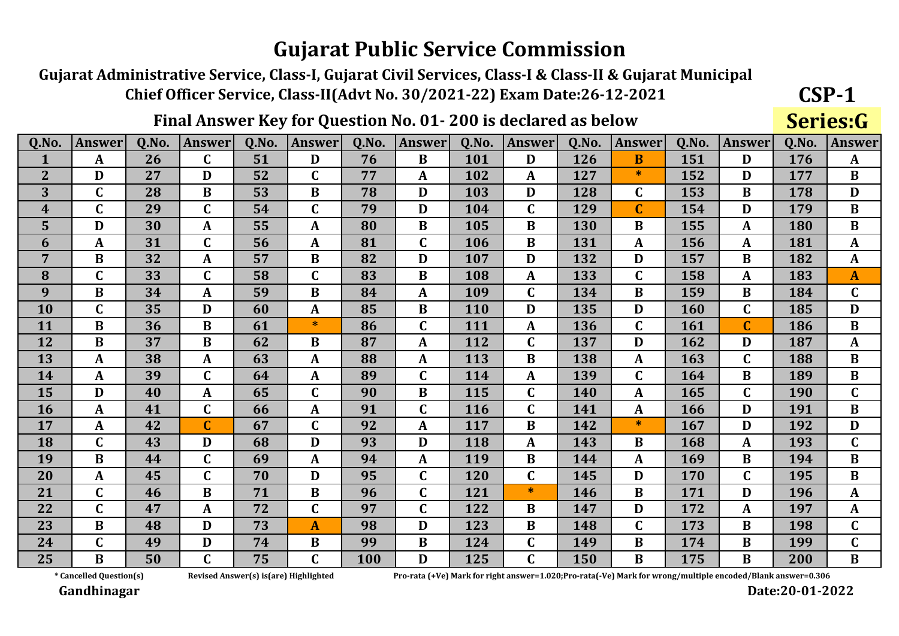# Gujarat Public Service Commission

## Gujarat Administrative Service, Class-I, Gujarat Civil Services, Class-I & Class-II & Gujarat Municipal Chief Officer Service, Class-II(Advt No. 30/2021-22) Exam Date:26-12-2021

**CSP-1**

### Final Answer Key for Question No. 01- 200 is declared as below

**Series:G**

| Q.No. | Answer | Q.No. | Answer | Q.No. | Answer | Q.No. | Answer | Q.No. | Answer | Q.No. | Answer | Q.No. | Answer | Q.No. | Answer |
|---|---|---|---|---|---|---|---|---|---|---|---|---|---|---|---|
| 1 | A | 26 | C | 51 | D | 76 | B | 101 | D | 126 | B | 151 | D | 176 | A |
| 2 | D | 27 | D | 52 | C | 77 | A | 102 | A | 127 | * | 152 | D | 177 | B |
| 3 | C | 28 | B | 53 | B | 78 | D | 103 | D | 128 | C | 153 | B | 178 | D |
| 4 | C | 29 | C | 54 | C | 79 | D | 104 | C | 129 | C | 154 | D | 179 | B |
| 5 | D | 30 | A | 55 | A | 80 | B | 105 | B | 130 | B | 155 | A | 180 | B |
| 6 | A | 31 | C | 56 | A | 81 | C | 106 | B | 131 | A | 156 | A | 181 | A |
| 7 | B | 32 | A | 57 | B | 82 | D | 107 | D | 132 | D | 157 | B | 182 | A |
| 8 | C | 33 | C | 58 | C | 83 | B | 108 | A | 133 | C | 158 | A | 183 | A |
| 9 | B | 34 | A | 59 | B | 84 | A | 109 | C | 134 | B | 159 | B | 184 | C |
| 10 | C | 35 | D | 60 | A | 85 | B | 110 | D | 135 | D | 160 | C | 185 | D |
| 11 | B | 36 | B | 61 | * | 86 | C | 111 | A | 136 | C | 161 | C | 186 | B |
| 12 | B | 37 | B | 62 | B | 87 | A | 112 | C | 137 | D | 162 | D | 187 | A |
| 13 | A | 38 | A | 63 | A | 88 | A | 113 | B | 138 | A | 163 | C | 188 | B |
| 14 | A | 39 | C | 64 | A | 89 | C | 114 | A | 139 | C | 164 | B | 189 | B |
| 15 | D | 40 | A | 65 | C | 90 | B | 115 | C | 140 | A | 165 | C | 190 | C |
| 16 | A | 41 | C | 66 | A | 91 | C | 116 | C | 141 | A | 166 | D | 191 | B |
| 17 | A | 42 | C | 67 | C | 92 | A | 117 | B | 142 | * | 167 | D | 192 | D |
| 18 | C | 43 | D | 68 | D | 93 | D | 118 | A | 143 | B | 168 | A | 193 | C |
| 19 | B | 44 | C | 69 | A | 94 | A | 119 | B | 144 | A | 169 | B | 194 | B |
| 20 | A | 45 | C | 70 | D | 95 | C | 120 | C | 145 | D | 170 | C | 195 | B |
| 21 | C | 46 | B | 71 | B | 96 | C | 121 | * | 146 | B | 171 | D | 196 | A |
| 22 | C | 47 | A | 72 | C | 97 | C | 122 | B | 147 | D | 172 | A | 197 | A |
| 23 | B | 48 | D | 73 | A | 98 | D | 123 | B | 148 | C | 173 | B | 198 | C |
| 24 | C | 49 | D | 74 | B | 99 | B | 124 | C | 149 | B | 174 | B | 199 | C |
| 25 | B | 50 | C | 75 | C | 100 | D | 125 | C | 150 | B | 175 | B | 200 | B |

\* Cancelled Question(s) | Revised Answer(s) is(are) Highlighted | Pro-rata (+Ve) Mark for right answer=1.020;Pro-rata(-Ve) Mark for wrong/multiple encoded/Blank answer=0.306

**Gandhinagar** | **Date:20-01-2022**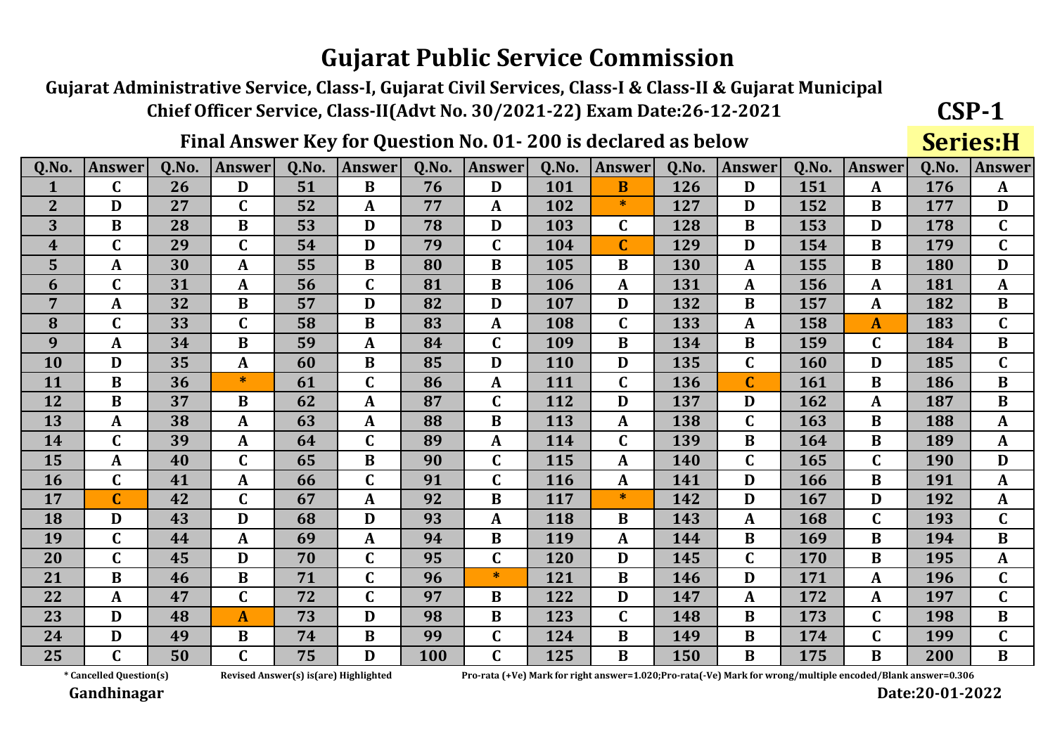# Gujarat Public Service Commission

## Gujarat Administrative Service, Class-I, Gujarat Civil Services, Class-I & Class-II & Gujarat Municipal Chief Officer Service, Class-II(Advt No. 30/2021-22) Exam Date:26-12-2021

**CSP-1**

### Final Answer Key for Question No. 01- 200 is declared as below

**Series:H**

| Q.No. | Answer | Q.No. | Answer | Q.No. | Answer | Q.No. | Answer | Q.No. | Answer | Q.No. | Answer | Q.No. | Answer | Q.No. | Answer |
|---|---|---|---|---|---|---|---|---|---|---|---|---|---|---|---|
| 1 | C | 26 | D | 51 | B | 76 | D | 101 | B | 126 | D | 151 | A | 176 | A |
| 2 | D | 27 | C | 52 | A | 77 | A | 102 | * | 127 | D | 152 | B | 177 | D |
| 3 | B | 28 | B | 53 | D | 78 | D | 103 | C | 128 | B | 153 | D | 178 | C |
| 4 | C | 29 | C | 54 | D | 79 | C | 104 | C | 129 | D | 154 | B | 179 | C |
| 5 | A | 30 | A | 55 | B | 80 | B | 105 | B | 130 | A | 155 | B | 180 | D |
| 6 | C | 31 | A | 56 | C | 81 | B | 106 | A | 131 | A | 156 | A | 181 | A |
| 7 | A | 32 | B | 57 | D | 82 | D | 107 | D | 132 | B | 157 | A | 182 | B |
| 8 | C | 33 | C | 58 | B | 83 | A | 108 | C | 133 | A | 158 | A | 183 | C |
| 9 | A | 34 | B | 59 | A | 84 | C | 109 | B | 134 | B | 159 | C | 184 | B |
| 10 | D | 35 | A | 60 | B | 85 | D | 110 | D | 135 | C | 160 | D | 185 | C |
| 11 | B | 36 | * | 61 | C | 86 | A | 111 | C | 136 | C | 161 | B | 186 | B |
| 12 | B | 37 | B | 62 | A | 87 | C | 112 | D | 137 | D | 162 | A | 187 | B |
| 13 | A | 38 | A | 63 | A | 88 | B | 113 | A | 138 | C | 163 | B | 188 | A |
| 14 | C | 39 | A | 64 | C | 89 | A | 114 | C | 139 | B | 164 | B | 189 | A |
| 15 | A | 40 | C | 65 | B | 90 | C | 115 | A | 140 | C | 165 | C | 190 | D |
| 16 | C | 41 | A | 66 | C | 91 | C | 116 | A | 141 | D | 166 | B | 191 | A |
| 17 | C | 42 | C | 67 | A | 92 | B | 117 | * | 142 | D | 167 | D | 192 | A |
| 18 | D | 43 | D | 68 | D | 93 | A | 118 | B | 143 | A | 168 | C | 193 | C |
| 19 | C | 44 | A | 69 | A | 94 | B | 119 | A | 144 | B | 169 | B | 194 | B |
| 20 | C | 45 | D | 70 | C | 95 | C | 120 | D | 145 | C | 170 | B | 195 | A |
| 21 | B | 46 | B | 71 | C | 96 | * | 121 | B | 146 | D | 171 | A | 196 | C |
| 22 | A | 47 | C | 72 | C | 97 | B | 122 | D | 147 | A | 172 | A | 197 | C |
| 23 | D | 48 | A | 73 | D | 98 | B | 123 | C | 148 | B | 173 | C | 198 | B |
| 24 | D | 49 | B | 74 | B | 99 | C | 124 | B | 149 | B | 174 | C | 199 | C |
| 25 | C | 50 | C | 75 | D | 100 | C | 125 | B | 150 | B | 175 | B | 200 | B |

\* Cancelled Question(s) Revised Answer(s) is(are) Highlighted Pro-rata (+Ve) Mark for right answer=1.020;Pro-rata(-Ve) Mark for wrong/multiple encoded/Blank answer=0.306

Gandhinagar

Date:20-01-2022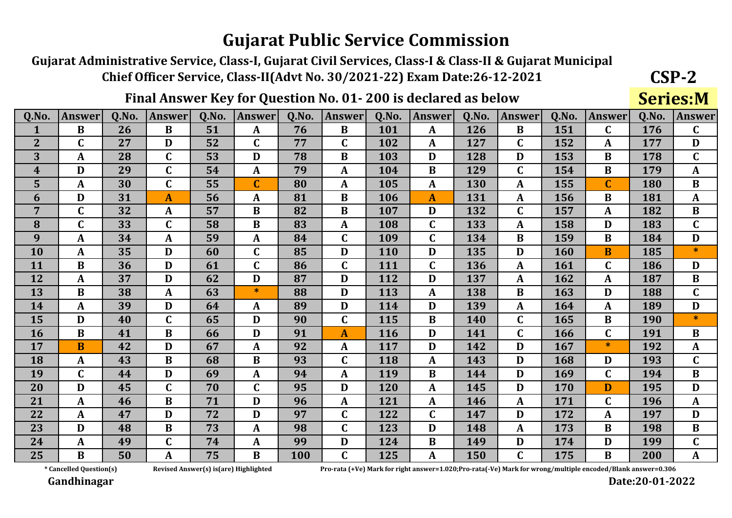# Gujarat Public Service Commission

## Gujarat Administrative Service, Class-I, Gujarat Civil Services, Class-I & Class-II & Gujarat Municipal Chief Officer Service, Class-II(Advt No. 30/2021-22) Exam Date:26-12-2021

**CSP-2**

### Final Answer Key for Question No. 01- 200 is declared as below

**Series:M**

| Q.No. | Answer | Q.No. | Answer | Q.No. | Answer | Q.No. | Answer | Q.No. | Answer | Q.No. | Answer | Q.No. | Answer | Q.No. | Answer |
|---|---|---|---|---|---|---|---|---|---|---|---|---|---|---|---|
| 1 | B | 26 | B | 51 | A | 76 | B | 101 | A | 126 | B | 151 | C | 176 | C |
| 2 | C | 27 | D | 52 | C | 77 | C | 102 | A | 127 | C | 152 | A | 177 | D |
| 3 | A | 28 | C | 53 | D | 78 | B | 103 | D | 128 | D | 153 | B | 178 | C |
| 4 | D | 29 | C | 54 | A | 79 | A | 104 | B | 129 | C | 154 | B | 179 | A |
| 5 | A | 30 | C | 55 | C | 80 | A | 105 | A | 130 | A | 155 | C | 180 | B |
| 6 | D | 31 | A | 56 | A | 81 | B | 106 | A | 131 | A | 156 | B | 181 | A |
| 7 | C | 32 | A | 57 | B | 82 | B | 107 | D | 132 | C | 157 | A | 182 | B |
| 8 | C | 33 | C | 58 | B | 83 | A | 108 | C | 133 | A | 158 | D | 183 | C |
| 9 | A | 34 | A | 59 | A | 84 | C | 109 | C | 134 | B | 159 | B | 184 | D |
| 10 | A | 35 | D | 60 | C | 85 | D | 110 | D | 135 | D | 160 | B | 185 | * |
| 11 | B | 36 | D | 61 | C | 86 | C | 111 | C | 136 | A | 161 | C | 186 | D |
| 12 | A | 37 | D | 62 | D | 87 | D | 112 | D | 137 | A | 162 | A | 187 | B |
| 13 | B | 38 | A | 63 | * | 88 | D | 113 | A | 138 | B | 163 | D | 188 | C |
| 14 | A | 39 | D | 64 | A | 89 | D | 114 | D | 139 | A | 164 | A | 189 | D |
| 15 | D | 40 | C | 65 | D | 90 | C | 115 | B | 140 | C | 165 | B | 190 | * |
| 16 | B | 41 | B | 66 | D | 91 | A | 116 | D | 141 | C | 166 | C | 191 | B |
| 17 | B | 42 | D | 67 | A | 92 | A | 117 | D | 142 | D | 167 | * | 192 | A |
| 18 | A | 43 | B | 68 | B | 93 | C | 118 | A | 143 | D | 168 | D | 193 | C |
| 19 | C | 44 | D | 69 | A | 94 | A | 119 | B | 144 | D | 169 | C | 194 | B |
| 20 | D | 45 | C | 70 | C | 95 | D | 120 | A | 145 | D | 170 | D | 195 | D |
| 21 | A | 46 | B | 71 | D | 96 | A | 121 | A | 146 | A | 171 | C | 196 | A |
| 22 | A | 47 | D | 72 | D | 97 | C | 122 | C | 147 | D | 172 | A | 197 | D |
| 23 | D | 48 | B | 73 | A | 98 | C | 123 | D | 148 | A | 173 | B | 198 | B |
| 24 | A | 49 | C | 74 | A | 99 | D | 124 | B | 149 | D | 174 | D | 199 | C |
| 25 | B | 50 | A | 75 | B | 100 | C | 125 | A | 150 | C | 175 | B | 200 | A |

\* Cancelled Question(s) Revised Answer(s) is(are) Highlighted Pro-rata (+Ve) Mark for right answer=1.020;Pro-rata(-Ve) Mark for wrong/multiple encoded/Blank answer=0.306

Gandhinagar

Date:20-01-2022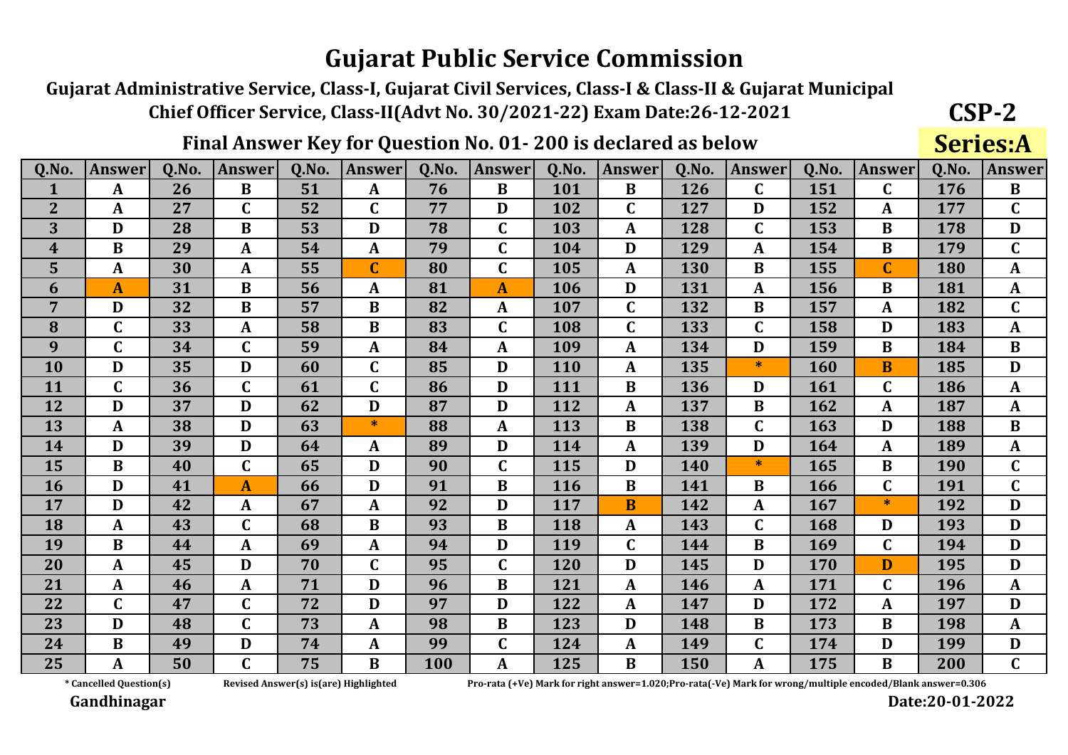# Gujarat Public Service Commission

## Gujarat Administrative Service, Class-I, Gujarat Civil Services, Class-I & Class-II & Gujarat Municipal Chief Officer Service, Class-II(Advt No. 30/2021-22) Exam Date:26-12-2021

**CSP-2**

### Final Answer Key for Question No. 01- 200 is declared as below

**Series:A**

| Q.No. | Answer | Q.No. | Answer | Q.No. | Answer | Q.No. | Answer | Q.No. | Answer | Q.No. | Answer | Q.No. | Answer | Q.No. | Answer |
|---|---|---|---|---|---|---|---|---|---|---|---|---|---|---|---|
| 1 | A | 26 | B | 51 | A | 76 | B | 101 | B | 126 | C | 151 | C | 176 | B |
| 2 | A | 27 | C | 52 | C | 77 | D | 102 | C | 127 | D | 152 | A | 177 | C |
| 3 | D | 28 | B | 53 | D | 78 | C | 103 | A | 128 | C | 153 | B | 178 | D |
| 4 | B | 29 | A | 54 | A | 79 | C | 104 | D | 129 | A | 154 | B | 179 | C |
| 5 | A | 30 | A | 55 | C | 80 | C | 105 | A | 130 | B | 155 | C | 180 | A |
| 6 | A | 31 | B | 56 | A | 81 | A | 106 | D | 131 | A | 156 | B | 181 | A |
| 7 | D | 32 | B | 57 | B | 82 | A | 107 | C | 132 | B | 157 | A | 182 | C |
| 8 | C | 33 | A | 58 | B | 83 | C | 108 | C | 133 | C | 158 | D | 183 | A |
| 9 | C | 34 | C | 59 | A | 84 | A | 109 | A | 134 | D | 159 | B | 184 | B |
| 10 | D | 35 | D | 60 | C | 85 | D | 110 | A | 135 | * | 160 | B | 185 | D |
| 11 | C | 36 | C | 61 | C | 86 | D | 111 | B | 136 | D | 161 | C | 186 | A |
| 12 | D | 37 | D | 62 | D | 87 | D | 112 | A | 137 | B | 162 | A | 187 | A |
| 13 | A | 38 | D | 63 | * | 88 | A | 113 | B | 138 | C | 163 | D | 188 | B |
| 14 | D | 39 | D | 64 | A | 89 | D | 114 | A | 139 | D | 164 | A | 189 | A |
| 15 | B | 40 | C | 65 | D | 90 | C | 115 | D | 140 | * | 165 | B | 190 | C |
| 16 | D | 41 | A | 66 | D | 91 | B | 116 | B | 141 | B | 166 | C | 191 | C |
| 17 | D | 42 | A | 67 | A | 92 | D | 117 | B | 142 | A | 167 | * | 192 | D |
| 18 | A | 43 | C | 68 | B | 93 | B | 118 | A | 143 | C | 168 | D | 193 | D |
| 19 | B | 44 | A | 69 | A | 94 | D | 119 | C | 144 | B | 169 | C | 194 | D |
| 20 | A | 45 | D | 70 | C | 95 | C | 120 | D | 145 | D | 170 | D | 195 | D |
| 21 | A | 46 | A | 71 | D | 96 | B | 121 | A | 146 | A | 171 | C | 196 | A |
| 22 | C | 47 | C | 72 | D | 97 | D | 122 | A | 147 | D | 172 | A | 197 | D |
| 23 | D | 48 | C | 73 | A | 98 | B | 123 | D | 148 | B | 173 | B | 198 | A |
| 24 | B | 49 | D | 74 | A | 99 | C | 124 | A | 149 | C | 174 | D | 199 | D |
| 25 | A | 50 | C | 75 | B | 100 | A | 125 | B | 150 | A | 175 | B | 200 | C |

* Cancelled Question(s)      Revised Answer(s) is(are) Highlighted      Pro-rata (+Ve) Mark for right answer=1.020;Pro-rata(-Ve) Mark for wrong/multiple encoded/Blank answer=0.306

Gandhinagar

Date:20-01-2022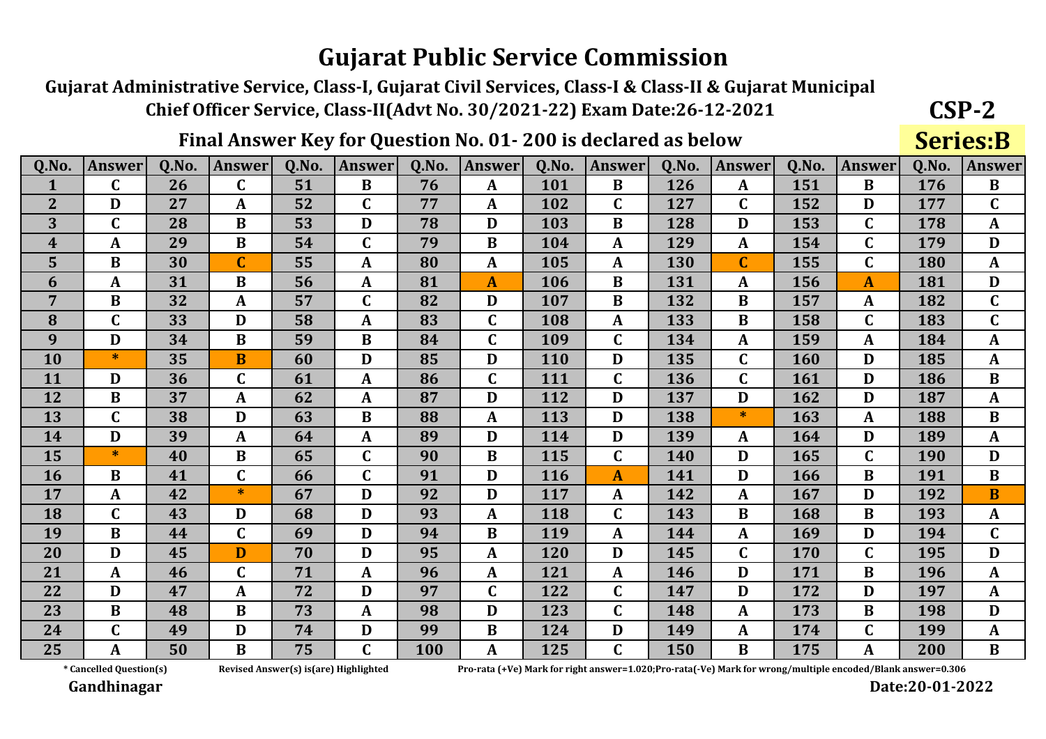# Gujarat Public Service Commission

## Gujarat Administrative Service, Class-I, Gujarat Civil Services, Class-I & Class-II & Gujarat Municipal Chief Officer Service, Class-II(Advt No. 30/2021-22) Exam Date:26-12-2021

**CSP-2**

### Final Answer Key for Question No. 01- 200 is declared as below

**Series:B**

| Q.No. | Answer | Q.No. | Answer | Q.No. | Answer | Q.No. | Answer | Q.No. | Answer | Q.No. | Answer | Q.No. | Answer | Q.No. | Answer |
|---|---|---|---|---|---|---|---|---|---|---|---|---|---|---|---|
| 1 | C | 26 | C | 51 | B | 76 | A | 101 | B | 126 | A | 151 | B | 176 | B |
| 2 | D | 27 | A | 52 | C | 77 | A | 102 | C | 127 | C | 152 | D | 177 | C |
| 3 | C | 28 | B | 53 | D | 78 | D | 103 | B | 128 | D | 153 | C | 178 | A |
| 4 | A | 29 | B | 54 | C | 79 | B | 104 | A | 129 | A | 154 | C | 179 | D |
| 5 | B | 30 | C | 55 | A | 80 | A | 105 | A | 130 | C | 155 | C | 180 | A |
| 6 | A | 31 | B | 56 | A | 81 | A | 106 | B | 131 | A | 156 | A | 181 | D |
| 7 | B | 32 | A | 57 | C | 82 | D | 107 | B | 132 | B | 157 | A | 182 | C |
| 8 | C | 33 | D | 58 | A | 83 | C | 108 | A | 133 | B | 158 | C | 183 | C |
| 9 | D | 34 | B | 59 | B | 84 | C | 109 | C | 134 | A | 159 | A | 184 | A |
| 10 | * | 35 | B | 60 | D | 85 | D | 110 | D | 135 | C | 160 | D | 185 | A |
| 11 | D | 36 | C | 61 | A | 86 | C | 111 | C | 136 | C | 161 | D | 186 | B |
| 12 | B | 37 | A | 62 | A | 87 | D | 112 | D | 137 | D | 162 | D | 187 | A |
| 13 | C | 38 | D | 63 | B | 88 | A | 113 | D | 138 | * | 163 | A | 188 | B |
| 14 | D | 39 | A | 64 | A | 89 | D | 114 | D | 139 | A | 164 | D | 189 | A |
| 15 | * | 40 | B | 65 | C | 90 | B | 115 | C | 140 | D | 165 | C | 190 | D |
| 16 | B | 41 | C | 66 | C | 91 | D | 116 | A | 141 | D | 166 | B | 191 | B |
| 17 | A | 42 | * | 67 | D | 92 | D | 117 | A | 142 | A | 167 | D | 192 | B |
| 18 | C | 43 | D | 68 | D | 93 | A | 118 | C | 143 | B | 168 | B | 193 | A |
| 19 | B | 44 | C | 69 | D | 94 | B | 119 | A | 144 | A | 169 | D | 194 | C |
| 20 | D | 45 | D | 70 | D | 95 | A | 120 | D | 145 | C | 170 | C | 195 | D |
| 21 | A | 46 | C | 71 | A | 96 | A | 121 | A | 146 | D | 171 | B | 196 | A |
| 22 | D | 47 | A | 72 | D | 97 | C | 122 | C | 147 | D | 172 | D | 197 | A |
| 23 | B | 48 | B | 73 | A | 98 | D | 123 | C | 148 | A | 173 | B | 198 | D |
| 24 | C | 49 | D | 74 | D | 99 | B | 124 | D | 149 | A | 174 | C | 199 | A |
| 25 | A | 50 | B | 75 | C | 100 | A | 125 | C | 150 | B | 175 | A | 200 | B |

\* Cancelled Question(s)    Revised Answer(s) is(are) Highlighted    Pro-rata (+Ve) Mark for right answer=1.020;Pro-rata(-Ve) Mark for wrong/multiple encoded/Blank answer=0.306

**Gandhinagar**

**Date:20-01-2022**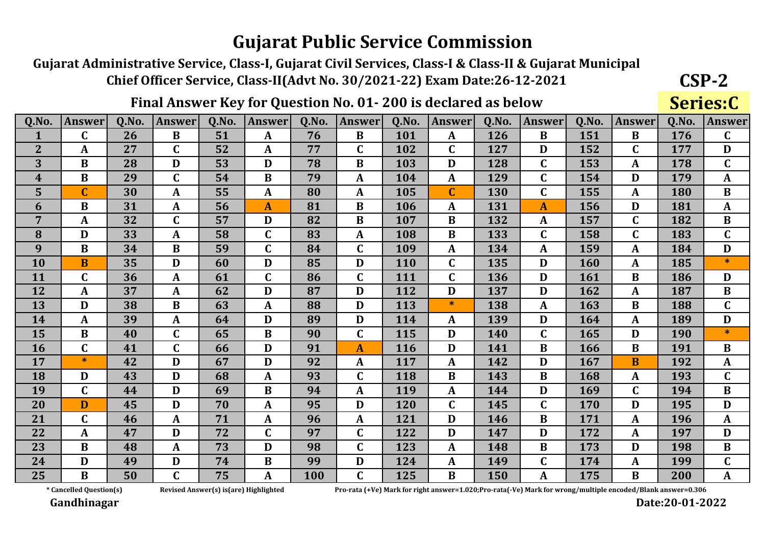# Gujarat Public Service Commission

## Gujarat Administrative Service, Class-I, Gujarat Civil Services, Class-I & Class-II & Gujarat Municipal Chief Officer Service, Class-II(Advt No. 30/2021-22) Exam Date:26-12-2021

**CSP-2**

### Final Answer Key for Question No. 01- 200 is declared as below

**Series:C**

| Q.No. | Answer | Q.No. | Answer | Q.No. | Answer | Q.No. | Answer | Q.No. | Answer | Q.No. | Answer | Q.No. | Answer | Q.No. | Answer |
|---|---|---|---|---|---|---|---|---|---|---|---|---|---|---|---|
| 1 | C | 26 | B | 51 | A | 76 | B | 101 | A | 126 | B | 151 | B | 176 | C |
| 2 | A | 27 | C | 52 | A | 77 | C | 102 | C | 127 | D | 152 | C | 177 | D |
| 3 | B | 28 | D | 53 | D | 78 | B | 103 | D | 128 | C | 153 | A | 178 | C |
| 4 | B | 29 | C | 54 | B | 79 | A | 104 | A | 129 | C | 154 | D | 179 | A |
| 5 | C | 30 | A | 55 | A | 80 | A | 105 | C | 130 | C | 155 | A | 180 | B |
| 6 | B | 31 | A | 56 | A | 81 | B | 106 | A | 131 | A | 156 | D | 181 | A |
| 7 | A | 32 | C | 57 | D | 82 | B | 107 | B | 132 | A | 157 | C | 182 | B |
| 8 | D | 33 | A | 58 | C | 83 | A | 108 | B | 133 | C | 158 | C | 183 | C |
| 9 | B | 34 | B | 59 | C | 84 | C | 109 | A | 134 | A | 159 | A | 184 | D |
| 10 | B | 35 | D | 60 | D | 85 | D | 110 | C | 135 | D | 160 | A | 185 | * |
| 11 | C | 36 | A | 61 | C | 86 | C | 111 | C | 136 | D | 161 | B | 186 | D |
| 12 | A | 37 | A | 62 | D | 87 | D | 112 | D | 137 | D | 162 | A | 187 | B |
| 13 | D | 38 | B | 63 | A | 88 | D | 113 | * | 138 | A | 163 | B | 188 | C |
| 14 | A | 39 | A | 64 | D | 89 | D | 114 | A | 139 | D | 164 | A | 189 | D |
| 15 | B | 40 | C | 65 | B | 90 | C | 115 | D | 140 | C | 165 | D | 190 | * |
| 16 | C | 41 | C | 66 | D | 91 | A | 116 | D | 141 | B | 166 | B | 191 | B |
| 17 | * | 42 | D | 67 | D | 92 | A | 117 | A | 142 | D | 167 | B | 192 | A |
| 18 | D | 43 | D | 68 | A | 93 | C | 118 | B | 143 | B | 168 | A | 193 | C |
| 19 | C | 44 | D | 69 | B | 94 | A | 119 | A | 144 | D | 169 | C | 194 | B |
| 20 | D | 45 | D | 70 | A | 95 | D | 120 | C | 145 | C | 170 | D | 195 | D |
| 21 | C | 46 | A | 71 | A | 96 | A | 121 | D | 146 | B | 171 | A | 196 | A |
| 22 | A | 47 | D | 72 | C | 97 | C | 122 | D | 147 | D | 172 | A | 197 | D |
| 23 | B | 48 | A | 73 | D | 98 | C | 123 | A | 148 | B | 173 | D | 198 | B |
| 24 | D | 49 | D | 74 | B | 99 | D | 124 | A | 149 | C | 174 | A | 199 | C |
| 25 | B | 50 | C | 75 | A | 100 | C | 125 | B | 150 | A | 175 | B | 200 | A |

\* Cancelled Question(s)

Revised Answer(s) is(are) Highlighted

Pro-rata (+Ve) Mark for right answer=1.020;Pro-rata(-Ve) Mark for wrong/multiple encoded/Blank answer=0.306

Gandhinagar

Date:20-01-2022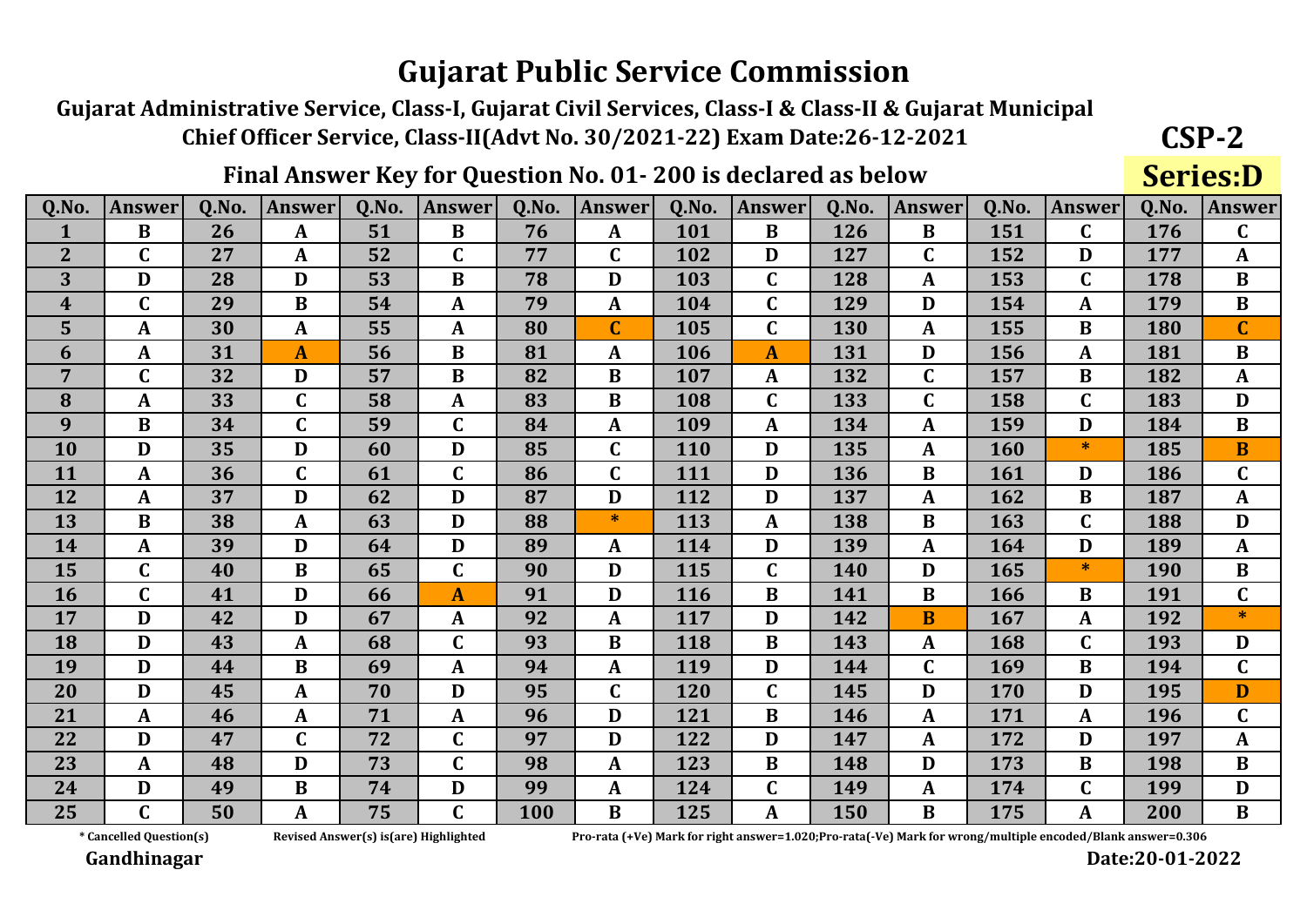# Gujarat Public Service Commission

## Gujarat Administrative Service, Class-I, Gujarat Civil Services, Class-I & Class-II & Gujarat Municipal Chief Officer Service, Class-II(Advt No. 30/2021-22) Exam Date:26-12-2021

**CSP-2**

### Final Answer Key for Question No. 01- 200 is declared as below

**Series:D**

| Q.No. | Answer | Q.No. | Answer | Q.No. | Answer | Q.No. | Answer | Q.No. | Answer | Q.No. | Answer | Q.No. | Answer | Q.No. | Answer |
|---|---|---|---|---|---|---|---|---|---|---|---|---|---|---|---|
| 1 | B | 26 | A | 51 | B | 76 | A | 101 | B | 126 | B | 151 | C | 176 | C |
| 2 | C | 27 | A | 52 | C | 77 | C | 102 | D | 127 | C | 152 | D | 177 | A |
| 3 | D | 28 | D | 53 | B | 78 | D | 103 | C | 128 | A | 153 | C | 178 | B |
| 4 | C | 29 | B | 54 | A | 79 | A | 104 | C | 129 | D | 154 | A | 179 | B |
| 5 | A | 30 | A | 55 | A | 80 | C | 105 | C | 130 | A | 155 | B | 180 | C |
| 6 | A | 31 | A | 56 | B | 81 | A | 106 | A | 131 | D | 156 | A | 181 | B |
| 7 | C | 32 | D | 57 | B | 82 | B | 107 | A | 132 | C | 157 | B | 182 | A |
| 8 | A | 33 | C | 58 | A | 83 | B | 108 | C | 133 | C | 158 | C | 183 | D |
| 9 | B | 34 | C | 59 | C | 84 | A | 109 | A | 134 | A | 159 | D | 184 | B |
| 10 | D | 35 | D | 60 | D | 85 | C | 110 | D | 135 | A | 160 | * | 185 | B |
| 11 | A | 36 | C | 61 | C | 86 | C | 111 | D | 136 | B | 161 | D | 186 | C |
| 12 | A | 37 | D | 62 | D | 87 | D | 112 | D | 137 | A | 162 | B | 187 | A |
| 13 | B | 38 | A | 63 | D | 88 | * | 113 | A | 138 | B | 163 | C | 188 | D |
| 14 | A | 39 | D | 64 | D | 89 | A | 114 | D | 139 | A | 164 | D | 189 | A |
| 15 | C | 40 | B | 65 | C | 90 | D | 115 | C | 140 | D | 165 | * | 190 | B |
| 16 | C | 41 | D | 66 | A | 91 | D | 116 | B | 141 | B | 166 | B | 191 | C |
| 17 | D | 42 | D | 67 | A | 92 | A | 117 | D | 142 | B | 167 | A | 192 | * |
| 18 | D | 43 | A | 68 | C | 93 | B | 118 | B | 143 | A | 168 | C | 193 | D |
| 19 | D | 44 | B | 69 | A | 94 | A | 119 | D | 144 | C | 169 | B | 194 | C |
| 20 | D | 45 | A | 70 | D | 95 | C | 120 | C | 145 | D | 170 | D | 195 | D |
| 21 | A | 46 | A | 71 | A | 96 | D | 121 | B | 146 | A | 171 | A | 196 | C |
| 22 | D | 47 | C | 72 | C | 97 | D | 122 | D | 147 | A | 172 | D | 197 | A |
| 23 | A | 48 | D | 73 | C | 98 | A | 123 | B | 148 | D | 173 | B | 198 | B |
| 24 | D | 49 | B | 74 | D | 99 | A | 124 | C | 149 | A | 174 | C | 199 | D |
| 25 | C | 50 | A | 75 | C | 100 | B | 125 | A | 150 | B | 175 | A | 200 | B |

\* Cancelled Question(s) Revised Answer(s) is(are) Highlighted Pro-rata (+Ve) Mark for right answer=1.020;Pro-rata(-Ve) Mark for wrong/multiple encoded/Blank answer=0.306

**Gandhinagar** **Date:20-01-2022**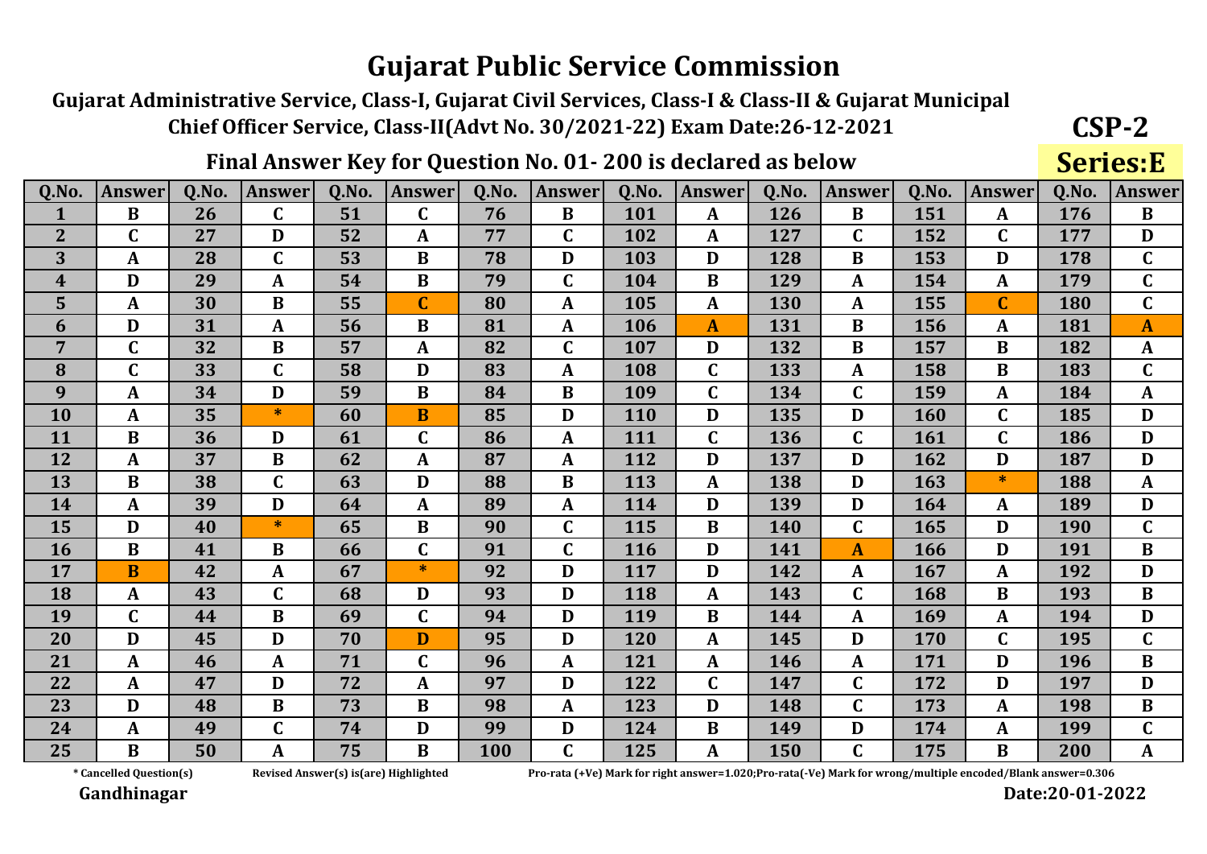# Gujarat Public Service Commission

## Gujarat Administrative Service, Class-I, Gujarat Civil Services, Class-I & Class-II & Gujarat Municipal Chief Officer Service, Class-II(Advt No. 30/2021-22) Exam Date:26-12-2021

**CSP-2**

### Final Answer Key for Question No. 01- 200 is declared as below

**Series:E**

| Q.No. | Answer | Q.No. | Answer | Q.No. | Answer | Q.No. | Answer | Q.No. | Answer | Q.No. | Answer | Q.No. | Answer | Q.No. | Answer |
|---|---|---|---|---|---|---|---|---|---|---|---|---|---|---|---|
| 1 | B | 26 | C | 51 | C | 76 | B | 101 | A | 126 | B | 151 | A | 176 | B |
| 2 | C | 27 | D | 52 | A | 77 | C | 102 | A | 127 | C | 152 | C | 177 | D |
| 3 | A | 28 | C | 53 | B | 78 | D | 103 | D | 128 | B | 153 | D | 178 | C |
| 4 | D | 29 | A | 54 | B | 79 | C | 104 | B | 129 | A | 154 | A | 179 | C |
| 5 | A | 30 | B | 55 | C | 80 | A | 105 | A | 130 | A | 155 | C | 180 | C |
| 6 | D | 31 | A | 56 | B | 81 | A | 106 | A | 131 | B | 156 | A | 181 | A |
| 7 | C | 32 | B | 57 | A | 82 | C | 107 | D | 132 | B | 157 | B | 182 | A |
| 8 | C | 33 | C | 58 | D | 83 | A | 108 | C | 133 | A | 158 | B | 183 | C |
| 9 | A | 34 | D | 59 | B | 84 | B | 109 | C | 134 | C | 159 | A | 184 | A |
| 10 | A | 35 | * | 60 | B | 85 | D | 110 | D | 135 | D | 160 | C | 185 | D |
| 11 | B | 36 | D | 61 | C | 86 | A | 111 | C | 136 | C | 161 | C | 186 | D |
| 12 | A | 37 | B | 62 | A | 87 | A | 112 | D | 137 | D | 162 | D | 187 | D |
| 13 | B | 38 | C | 63 | D | 88 | B | 113 | A | 138 | D | 163 | * | 188 | A |
| 14 | A | 39 | D | 64 | A | 89 | A | 114 | D | 139 | D | 164 | A | 189 | D |
| 15 | D | 40 | * | 65 | B | 90 | C | 115 | B | 140 | C | 165 | D | 190 | C |
| 16 | B | 41 | B | 66 | C | 91 | C | 116 | D | 141 | A | 166 | D | 191 | B |
| 17 | B | 42 | A | 67 | * | 92 | D | 117 | D | 142 | A | 167 | A | 192 | D |
| 18 | A | 43 | C | 68 | D | 93 | D | 118 | A | 143 | C | 168 | B | 193 | B |
| 19 | C | 44 | B | 69 | C | 94 | D | 119 | B | 144 | A | 169 | A | 194 | D |
| 20 | D | 45 | D | 70 | D | 95 | D | 120 | A | 145 | D | 170 | C | 195 | C |
| 21 | A | 46 | A | 71 | C | 96 | A | 121 | A | 146 | A | 171 | D | 196 | B |
| 22 | A | 47 | D | 72 | A | 97 | D | 122 | C | 147 | C | 172 | D | 197 | D |
| 23 | D | 48 | B | 73 | B | 98 | A | 123 | D | 148 | C | 173 | A | 198 | B |
| 24 | A | 49 | C | 74 | D | 99 | D | 124 | B | 149 | D | 174 | A | 199 | C |
| 25 | B | 50 | A | 75 | B | 100 | C | 125 | A | 150 | C | 175 | B | 200 | A |

\* Cancelled Question(s)    Revised Answer(s) is(are) Highlighted    Pro-rata (+Ve) Mark for right answer=1.020;Pro-rata(-Ve) Mark for wrong/multiple encoded/Blank answer=0.306

**Gandhinagar**    **Date:20-01-2022**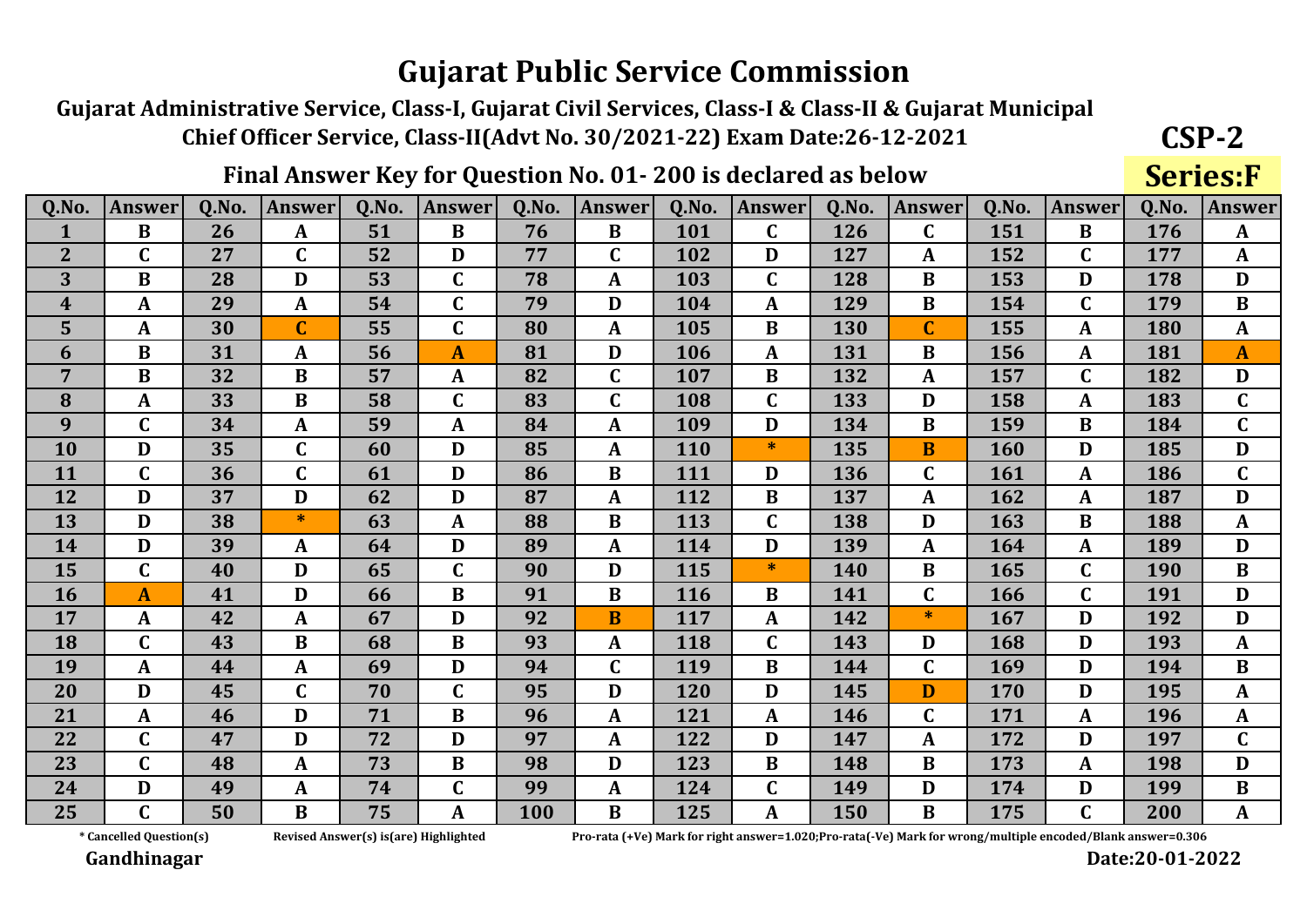# Gujarat Public Service Commission

## Gujarat Administrative Service, Class-I, Gujarat Civil Services, Class-I & Class-II & Gujarat Municipal Chief Officer Service, Class-II(Advt No. 30/2021-22) Exam Date:26-12-2021

**CSP-2**

### Final Answer Key for Question No. 01- 200 is declared as below

**Series:F**

| Q.No. | Answer | Q.No. | Answer | Q.No. | Answer | Q.No. | Answer | Q.No. | Answer | Q.No. | Answer | Q.No. | Answer | Q.No. | Answer |
|---|---|---|---|---|---|---|---|---|---|---|---|---|---|---|---|
| 1 | B | 26 | A | 51 | B | 76 | B | 101 | C | 126 | C | 151 | B | 176 | A |
| 2 | C | 27 | C | 52 | D | 77 | C | 102 | D | 127 | A | 152 | C | 177 | A |
| 3 | B | 28 | D | 53 | C | 78 | A | 103 | C | 128 | B | 153 | D | 178 | D |
| 4 | A | 29 | A | 54 | C | 79 | D | 104 | A | 129 | B | 154 | C | 179 | B |
| 5 | A | 30 | C | 55 | C | 80 | A | 105 | B | 130 | C | 155 | A | 180 | A |
| 6 | B | 31 | A | 56 | A | 81 | D | 106 | A | 131 | B | 156 | A | 181 | A |
| 7 | B | 32 | B | 57 | A | 82 | C | 107 | B | 132 | A | 157 | C | 182 | D |
| 8 | A | 33 | B | 58 | C | 83 | C | 108 | C | 133 | D | 158 | A | 183 | C |
| 9 | C | 34 | A | 59 | A | 84 | A | 109 | D | 134 | B | 159 | B | 184 | C |
| 10 | D | 35 | C | 60 | D | 85 | A | 110 | * | 135 | B | 160 | D | 185 | D |
| 11 | C | 36 | C | 61 | D | 86 | B | 111 | D | 136 | C | 161 | A | 186 | C |
| 12 | D | 37 | D | 62 | D | 87 | A | 112 | B | 137 | A | 162 | A | 187 | D |
| 13 | D | 38 | * | 63 | A | 88 | B | 113 | C | 138 | D | 163 | B | 188 | A |
| 14 | D | 39 | A | 64 | D | 89 | A | 114 | D | 139 | A | 164 | A | 189 | D |
| 15 | C | 40 | D | 65 | C | 90 | D | 115 | * | 140 | B | 165 | C | 190 | B |
| 16 | A | 41 | D | 66 | B | 91 | B | 116 | B | 141 | C | 166 | C | 191 | D |
| 17 | A | 42 | A | 67 | D | 92 | B | 117 | A | 142 | * | 167 | D | 192 | D |
| 18 | C | 43 | B | 68 | B | 93 | A | 118 | C | 143 | D | 168 | D | 193 | A |
| 19 | A | 44 | A | 69 | D | 94 | C | 119 | B | 144 | C | 169 | D | 194 | B |
| 20 | D | 45 | C | 70 | C | 95 | D | 120 | D | 145 | D | 170 | D | 195 | A |
| 21 | A | 46 | D | 71 | B | 96 | A | 121 | A | 146 | C | 171 | A | 196 | A |
| 22 | C | 47 | D | 72 | D | 97 | A | 122 | D | 147 | A | 172 | D | 197 | C |
| 23 | C | 48 | A | 73 | B | 98 | D | 123 | B | 148 | B | 173 | A | 198 | D |
| 24 | D | 49 | A | 74 | C | 99 | A | 124 | C | 149 | D | 174 | D | 199 | B |
| 25 | C | 50 | B | 75 | A | 100 | B | 125 | A | 150 | B | 175 | C | 200 | A |

\* Cancelled Question(s) Revised Answer(s) is(are) Highlighted Pro-rata (+Ve) Mark for right answer=1.020;Pro-rata(-Ve) Mark for wrong/multiple encoded/Blank answer=0.306

Gandhinagar

Date:20-01-2022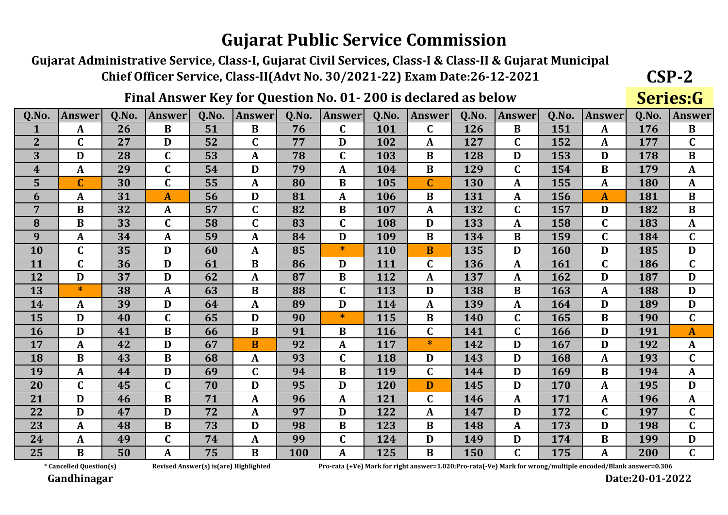# Gujarat Public Service Commission

## Gujarat Administrative Service, Class-I, Gujarat Civil Services, Class-I & Class-II & Gujarat Municipal Chief Officer Service, Class-II(Advt No. 30/2021-22) Exam Date:26-12-2021

**CSP-2**

### Final Answer Key for Question No. 01- 200 is declared as below

**Series:G**

| Q.No. | Answer | Q.No. | Answer | Q.No. | Answer | Q.No. | Answer | Q.No. | Answer | Q.No. | Answer | Q.No. | Answer | Q.No. | Answer |
|---|---|---|---|---|---|---|---|---|---|---|---|---|---|---|---|
| 1 | A | 26 | B | 51 | B | 76 | C | 101 | C | 126 | B | 151 | A | 176 | B |
| 2 | C | 27 | D | 52 | C | 77 | D | 102 | A | 127 | C | 152 | A | 177 | C |
| 3 | D | 28 | C | 53 | A | 78 | C | 103 | B | 128 | D | 153 | D | 178 | B |
| 4 | A | 29 | C | 54 | D | 79 | A | 104 | B | 129 | C | 154 | B | 179 | A |
| 5 | C | 30 | C | 55 | A | 80 | B | 105 | C | 130 | A | 155 | A | 180 | A |
| 6 | A | 31 | A | 56 | D | 81 | A | 106 | B | 131 | A | 156 | A | 181 | B |
| 7 | B | 32 | A | 57 | C | 82 | B | 107 | A | 132 | C | 157 | D | 182 | B |
| 8 | B | 33 | C | 58 | C | 83 | C | 108 | D | 133 | A | 158 | C | 183 | A |
| 9 | A | 34 | A | 59 | A | 84 | D | 109 | B | 134 | B | 159 | C | 184 | C |
| 10 | C | 35 | D | 60 | A | 85 | * | 110 | B | 135 | D | 160 | D | 185 | D |
| 11 | C | 36 | D | 61 | B | 86 | D | 111 | C | 136 | A | 161 | C | 186 | C |
| 12 | D | 37 | D | 62 | A | 87 | B | 112 | A | 137 | A | 162 | D | 187 | D |
| 13 | * | 38 | A | 63 | B | 88 | C | 113 | D | 138 | B | 163 | A | 188 | D |
| 14 | A | 39 | D | 64 | A | 89 | D | 114 | A | 139 | A | 164 | D | 189 | D |
| 15 | D | 40 | C | 65 | D | 90 | * | 115 | B | 140 | C | 165 | B | 190 | C |
| 16 | D | 41 | B | 66 | B | 91 | B | 116 | C | 141 | C | 166 | D | 191 | A |
| 17 | A | 42 | D | 67 | B | 92 | A | 117 | * | 142 | D | 167 | D | 192 | A |
| 18 | B | 43 | B | 68 | A | 93 | C | 118 | D | 143 | D | 168 | A | 193 | C |
| 19 | A | 44 | D | 69 | C | 94 | B | 119 | C | 144 | D | 169 | B | 194 | A |
| 20 | C | 45 | C | 70 | D | 95 | D | 120 | D | 145 | D | 170 | A | 195 | D |
| 21 | D | 46 | B | 71 | A | 96 | A | 121 | C | 146 | A | 171 | A | 196 | A |
| 22 | D | 47 | D | 72 | A | 97 | D | 122 | A | 147 | D | 172 | C | 197 | C |
| 23 | A | 48 | B | 73 | D | 98 | B | 123 | B | 148 | A | 173 | D | 198 | C |
| 24 | A | 49 | C | 74 | A | 99 | C | 124 | D | 149 | D | 174 | B | 199 | D |
| 25 | B | 50 | A | 75 | B | 100 | A | 125 | B | 150 | C | 175 | A | 200 | C |

\* Cancelled Question(s)

Revised Answer(s) is(are) Highlighted

Pro-rata (+Ve) Mark for right answer=1.020;Pro-rata(-Ve) Mark for wrong/multiple encoded/Blank answer=0.306

**Gandhinagar**

**Date:20-01-2022**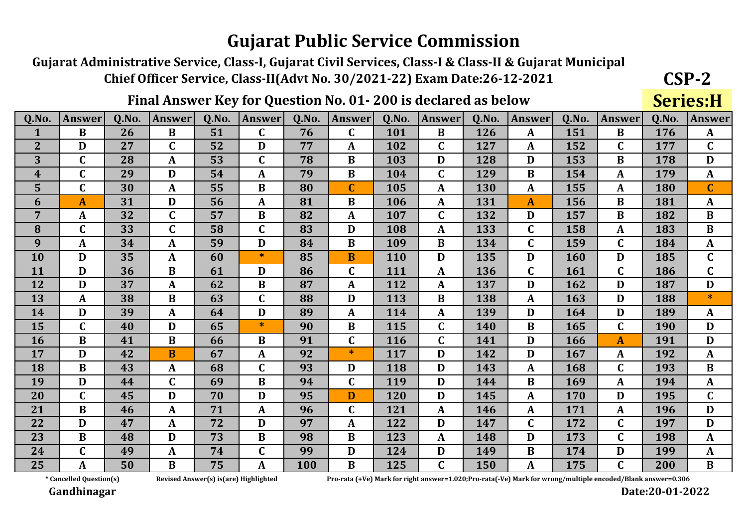# Gujarat Public Service Commission

## Gujarat Administrative Service, Class-I, Gujarat Civil Services, Class-I & Class-II & Gujarat Municipal Chief Officer Service, Class-II(Advt No. 30/2021-22) Exam Date:26-12-2021

**CSP-2**

### Final Answer Key for Question No. 01- 200 is declared as below

**Series:H**

| Q.No. | Answer | Q.No. | Answer | Q.No. | Answer | Q.No. | Answer | Q.No. | Answer | Q.No. | Answer | Q.No. | Answer | Q.No. | Answer |
|---|---|---|---|---|---|---|---|---|---|---|---|---|---|---|---|
| 1 | B | 26 | B | 51 | C | 76 | C | 101 | B | 126 | A | 151 | B | 176 | A |
| 2 | D | 27 | C | 52 | D | 77 | A | 102 | C | 127 | A | 152 | C | 177 | C |
| 3 | C | 28 | A | 53 | C | 78 | B | 103 | D | 128 | D | 153 | B | 178 | D |
| 4 | C | 29 | D | 54 | A | 79 | B | 104 | C | 129 | B | 154 | A | 179 | A |
| 5 | C | 30 | A | 55 | B | 80 | C | 105 | A | 130 | A | 155 | A | 180 | C |
| 6 | A | 31 | D | 56 | A | 81 | B | 106 | A | 131 | A | 156 | B | 181 | A |
| 7 | A | 32 | C | 57 | B | 82 | A | 107 | C | 132 | D | 157 | B | 182 | B |
| 8 | C | 33 | C | 58 | C | 83 | D | 108 | A | 133 | C | 158 | A | 183 | B |
| 9 | A | 34 | A | 59 | D | 84 | B | 109 | B | 134 | C | 159 | C | 184 | A |
| 10 | D | 35 | A | 60 | * | 85 | B | 110 | D | 135 | D | 160 | D | 185 | C |
| 11 | D | 36 | B | 61 | D | 86 | C | 111 | A | 136 | C | 161 | C | 186 | C |
| 12 | D | 37 | A | 62 | B | 87 | A | 112 | A | 137 | D | 162 | D | 187 | D |
| 13 | A | 38 | B | 63 | C | 88 | D | 113 | B | 138 | A | 163 | D | 188 | * |
| 14 | D | 39 | A | 64 | D | 89 | A | 114 | A | 139 | D | 164 | D | 189 | A |
| 15 | C | 40 | D | 65 | * | 90 | B | 115 | C | 140 | B | 165 | C | 190 | D |
| 16 | B | 41 | B | 66 | B | 91 | C | 116 | C | 141 | D | 166 | A | 191 | D |
| 17 | D | 42 | B | 67 | A | 92 | * | 117 | D | 142 | D | 167 | A | 192 | A |
| 18 | B | 43 | A | 68 | C | 93 | D | 118 | D | 143 | A | 168 | C | 193 | B |
| 19 | D | 44 | C | 69 | B | 94 | C | 119 | D | 144 | B | 169 | A | 194 | A |
| 20 | C | 45 | D | 70 | D | 95 | D | 120 | D | 145 | A | 170 | D | 195 | C |
| 21 | B | 46 | A | 71 | A | 96 | C | 121 | A | 146 | A | 171 | A | 196 | D |
| 22 | D | 47 | A | 72 | D | 97 | A | 122 | D | 147 | C | 172 | C | 197 | D |
| 23 | B | 48 | D | 73 | B | 98 | B | 123 | A | 148 | D | 173 | C | 198 | A |
| 24 | C | 49 | A | 74 | C | 99 | D | 124 | D | 149 | B | 174 | D | 199 | A |
| 25 | A | 50 | B | 75 | A | 100 | B | 125 | C | 150 | A | 175 | C | 200 | B |

\* Cancelled Question(s)    Revised Answer(s) is(are) Highlighted    Pro-rata (+Ve) Mark for right answer=1.020;Pro-rata(-Ve) Mark for wrong/multiple encoded/Blank answer=0.306

**Gandhinagar**    **Date:20-01-2022**